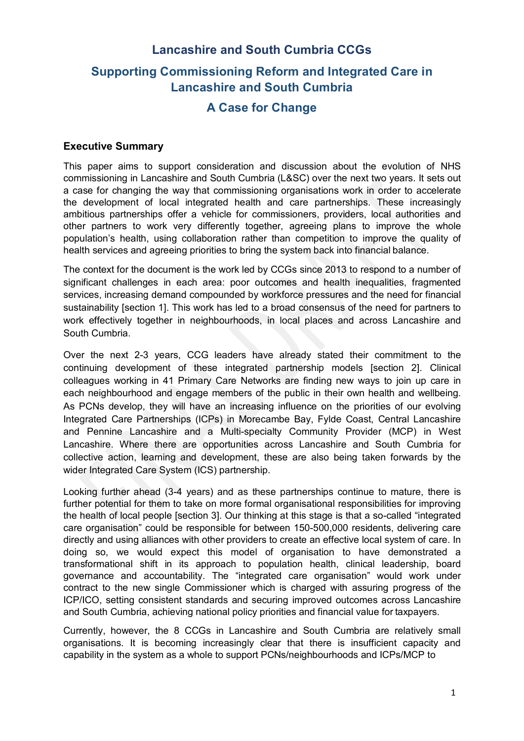# Lancashire and South Cumbria CCGs

# Supporting Commissioning Reform and Integrated Care in Lancashire and South Cumbria

# A Case for Change

## Executive Summary

This paper aims to support consideration and discussion about the evolution of NHS commissioning in Lancashire and South Cumbria (L&SC) over the next two years. It sets out a case for changing the way that commissioning organisations work in order to accelerate the development of local integrated health and care partnerships. These increasingly ambitious partnerships offer a vehicle for commissioners, providers, local authorities and other partners to work very differently together, agreeing plans to improve the whole population's health, using collaboration rather than competition to improve the quality of health services and agreeing priorities to bring the system back into financial balance.

The context for the document is the work led by CCGs since 2013 to respond to a number of significant challenges in each area: poor outcomes and health inequalities, fragmented services, increasing demand compounded by workforce pressures and the need for financial sustainability [section 1]. This work has led to a broad consensus of the need for partners to work effectively together in neighbourhoods, in local places and across Lancashire and South Cumbria.

Over the next 2-3 years, CCG leaders have already stated their commitment to the continuing development of these integrated partnership models [section 2]. Clinical colleagues working in 41 Primary Care Networks are finding new ways to join up care in each neighbourhood and engage members of the public in their own health and wellbeing. As PCNs develop, they will have an increasing influence on the priorities of our evolving Integrated Care Partnerships (ICPs) in Morecambe Bay, Fylde Coast, Central Lancashire and Pennine Lancashire and a Multi-specialty Community Provider (MCP) in West Lancashire. Where there are opportunities across Lancashire and South Cumbria for collective action, learning and development, these are also being taken forwards by the wider Integrated Care System (ICS) partnership.

Looking further ahead (3-4 years) and as these partnerships continue to mature, there is further potential for them to take on more formal organisational responsibilities for improving the health of local people [section 3]. Our thinking at this stage is that a so-called "integrated care organisation" could be responsible for between 150-500,000 residents, delivering care directly and using alliances with other providers to create an effective local system of care. In doing so, we would expect this model of organisation to have demonstrated a transformational shift in its approach to population health, clinical leadership, board governance and accountability. The "integrated care organisation" would work under contract to the new single Commissioner which is charged with assuring progress of the ICP/ICO, setting consistent standards and securing improved outcomes across Lancashire and South Cumbria, achieving national policy priorities and financial value for taxpayers.

Currently, however, the 8 CCGs in Lancashire and South Cumbria are relatively small organisations. It is becoming increasingly clear that there is insufficient capacity and capability in the system as a whole to support PCNs/neighbourhoods and ICPs/MCP to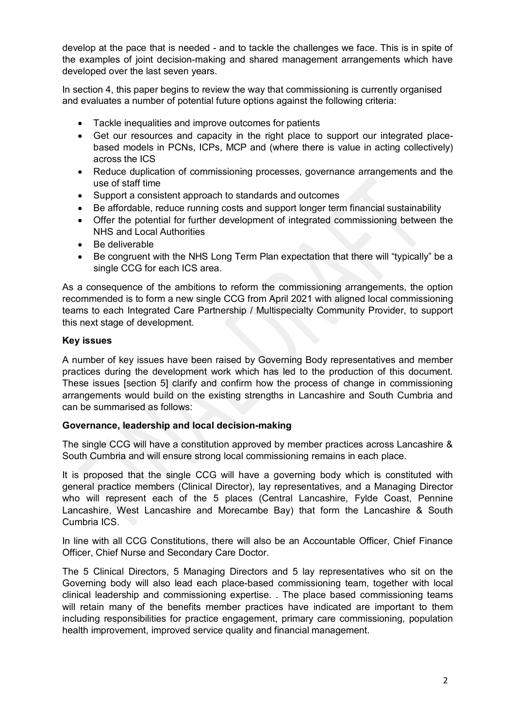develop at the pace that is needed - and to tackle the challenges we face. This is in spite of the examples of joint decision-making and shared management arrangements which have developed over the last seven years.

In section 4, this paper begins to review the way that commissioning is currently organised and evaluates a number of potential future options against the following criteria:

- Tackle inequalities and improve outcomes for patients
- Get our resources and capacity in the right place to support our integrated place-based models in PCNs, ICPs, MCP and (where there is value in acting collectively) across the ICS
- Reduce duplication of commissioning processes, governance arrangements and the use of staff time
- Support a consistent approach to standards and outcomes
- Be affordable, reduce running costs and support longer term financial sustainability
- Offer the potential for further development of integrated commissioning between the NHS and Local Authorities
- Be deliverable
- Be congruent with the NHS Long Term Plan expectation that there will "typically" be a single CCG for each ICS area.

As a consequence of the ambitions to reform the commissioning arrangements, the option recommended is to form a new single CCG from April 2021 with aligned local commissioning teams to each Integrated Care Partnership / Multispecialty Community Provider, to support this next stage of development.

**Key issues**

A number of key issues have been raised by Governing Body representatives and member practices during the development work which has led to the production of this document. These issues [section 5] clarify and confirm how the process of change in commissioning arrangements would build on the existing strengths in Lancashire and South Cumbria and can be summarised as follows:

**Governance, leadership and local decision-making**

The single CCG will have a constitution approved by member practices across Lancashire & South Cumbria and will ensure strong local commissioning remains in each place.

It is proposed that the single CCG will have a governing body which is constituted with general practice members (Clinical Director), lay representatives, and a Managing Director who will represent each of the 5 places (Central Lancashire, Fylde Coast, Pennine Lancashire, West Lancashire and Morecambe Bay) that form the Lancashire & South Cumbria ICS.

In line with all CCG Constitutions, there will also be an Accountable Officer, Chief Finance Officer, Chief Nurse and Secondary Care Doctor.

The 5 Clinical Directors, 5 Managing Directors and 5 lay representatives who sit on the Governing body will also lead each place-based commissioning team, together with local clinical leadership and commissioning expertise. . The place based commissioning teams will retain many of the benefits member practices have indicated are important to them including responsibilities for practice engagement, primary care commissioning, population health improvement, improved service quality and financial management.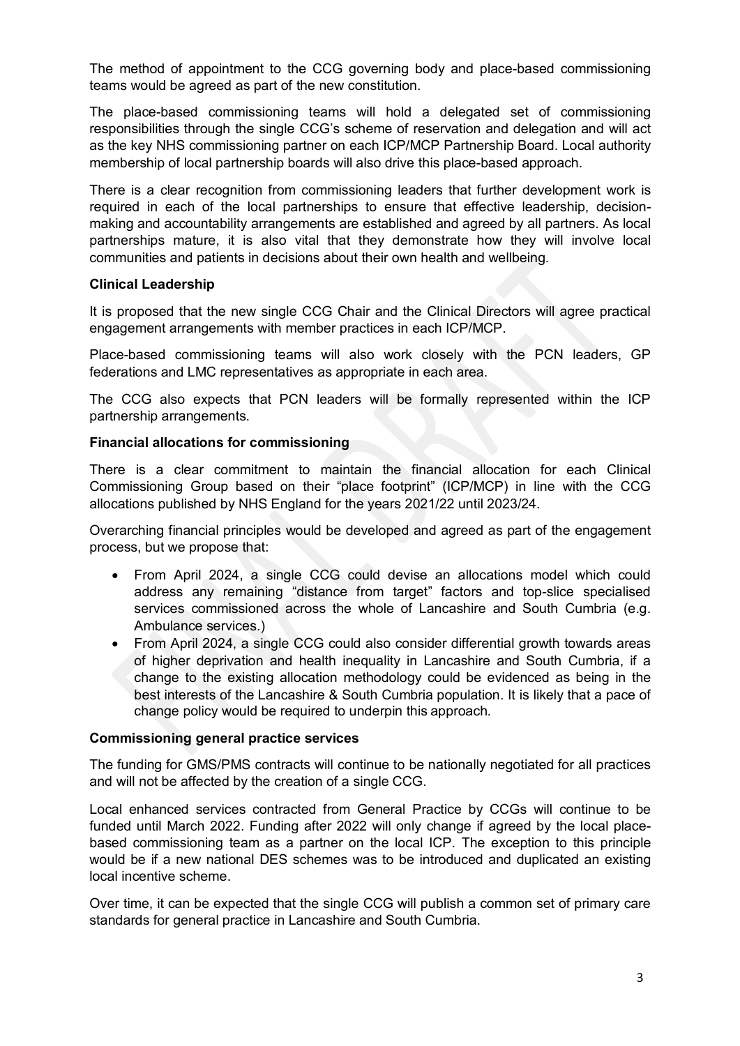The method of appointment to the CCG governing body and place-based commissioning teams would be agreed as part of the new constitution.

The place-based commissioning teams will hold a delegated set of commissioning responsibilities through the single CCG's scheme of reservation and delegation and will act as the key NHS commissioning partner on each ICP/MCP Partnership Board. Local authority membership of local partnership boards will also drive this place-based approach.

There is a clear recognition from commissioning leaders that further development work is required in each of the local partnerships to ensure that effective leadership, decision-making and accountability arrangements are established and agreed by all partners. As local partnerships mature, it is also vital that they demonstrate how they will involve local communities and patients in decisions about their own health and wellbeing.

**Clinical Leadership**

It is proposed that the new single CCG Chair and the Clinical Directors will agree practical engagement arrangements with member practices in each ICP/MCP.

Place-based commissioning teams will also work closely with the PCN leaders, GP federations and LMC representatives as appropriate in each area.

The CCG also expects that PCN leaders will be formally represented within the ICP partnership arrangements.

**Financial allocations for commissioning**

There is a clear commitment to maintain the financial allocation for each Clinical Commissioning Group based on their "place footprint" (ICP/MCP) in line with the CCG allocations published by NHS England for the years 2021/22 until 2023/24.

Overarching financial principles would be developed and agreed as part of the engagement process, but we propose that:

- From April 2024, a single CCG could devise an allocations model which could address any remaining "distance from target" factors and top-slice specialised services commissioned across the whole of Lancashire and South Cumbria (e.g. Ambulance services.)
- From April 2024, a single CCG could also consider differential growth towards areas of higher deprivation and health inequality in Lancashire and South Cumbria, if a change to the existing allocation methodology could be evidenced as being in the best interests of the Lancashire & South Cumbria population. It is likely that a pace of change policy would be required to underpin this approach.

**Commissioning general practice services**

The funding for GMS/PMS contracts will continue to be nationally negotiated for all practices and will not be affected by the creation of a single CCG.

Local enhanced services contracted from General Practice by CCGs will continue to be funded until March 2022. Funding after 2022 will only change if agreed by the local place-based commissioning team as a partner on the local ICP. The exception to this principle would be if a new national DES schemes was to be introduced and duplicated an existing local incentive scheme.

Over time, it can be expected that the single CCG will publish a common set of primary care standards for general practice in Lancashire and South Cumbria.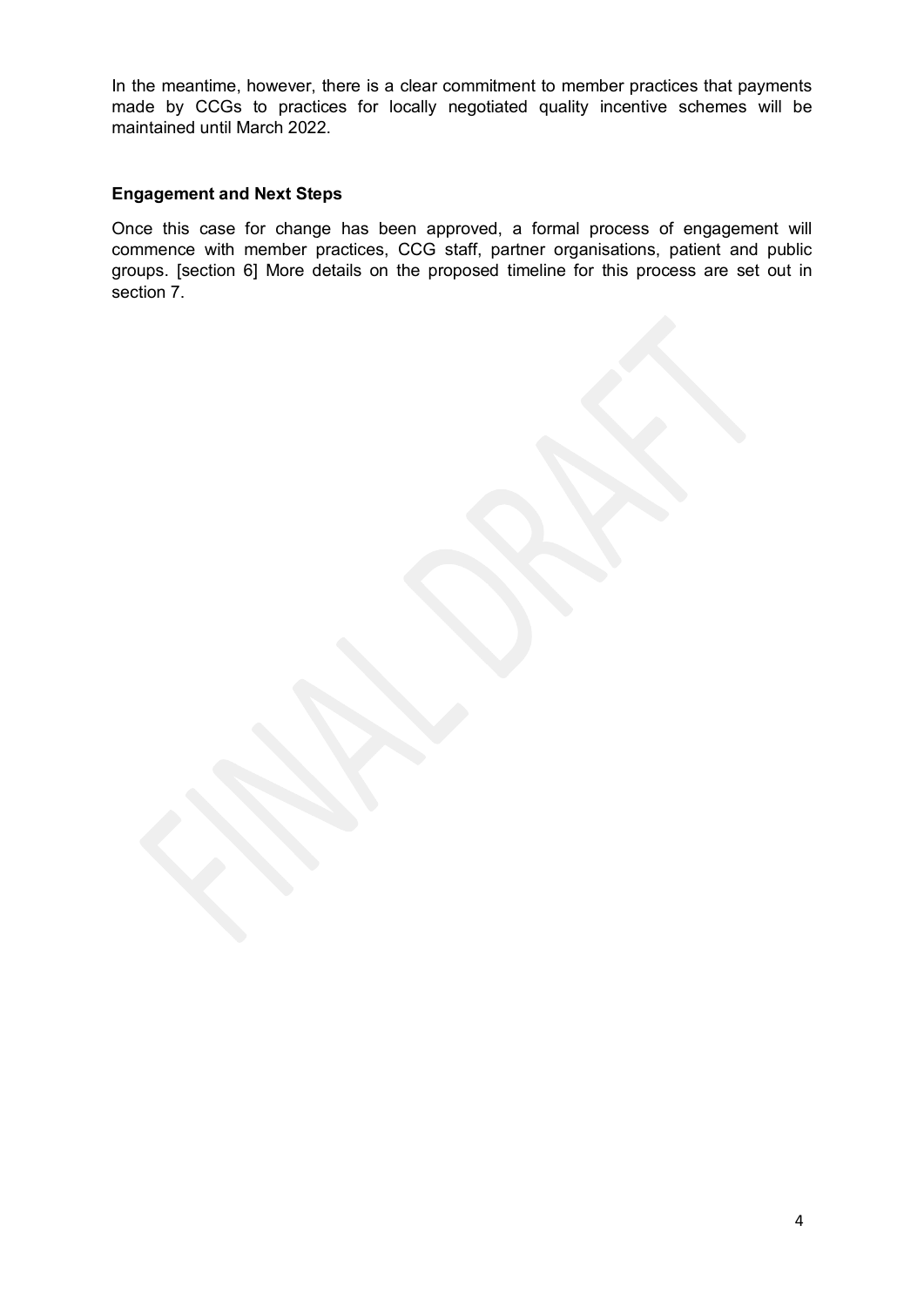In the meantime, however, there is a clear commitment to member practices that payments made by CCGs to practices for locally negotiated quality incentive schemes will be maintained until March 2022.

**Engagement and Next Steps**

Once this case for change has been approved, a formal process of engagement will commence with member practices, CCG staff, partner organisations, patient and public groups. [section 6] More details on the proposed timeline for this process are set out in section 7.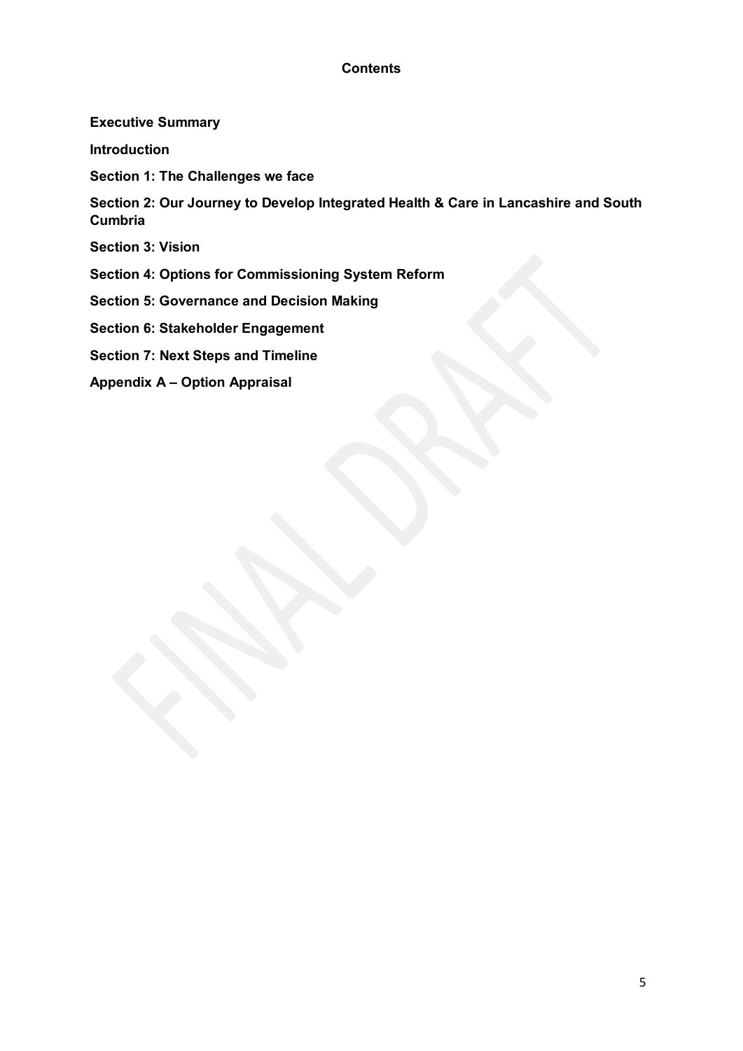## Contents

**Executive Summary**

**Introduction**

**Section 1: The Challenges we face**

**Section 2: Our Journey to Develop Integrated Health & Care in Lancashire and South Cumbria**

**Section 3: Vision**

**Section 4: Options for Commissioning System Reform**

**Section 5: Governance and Decision Making**

**Section 6: Stakeholder Engagement**

**Section 7: Next Steps and Timeline**

**Appendix A – Option Appraisal**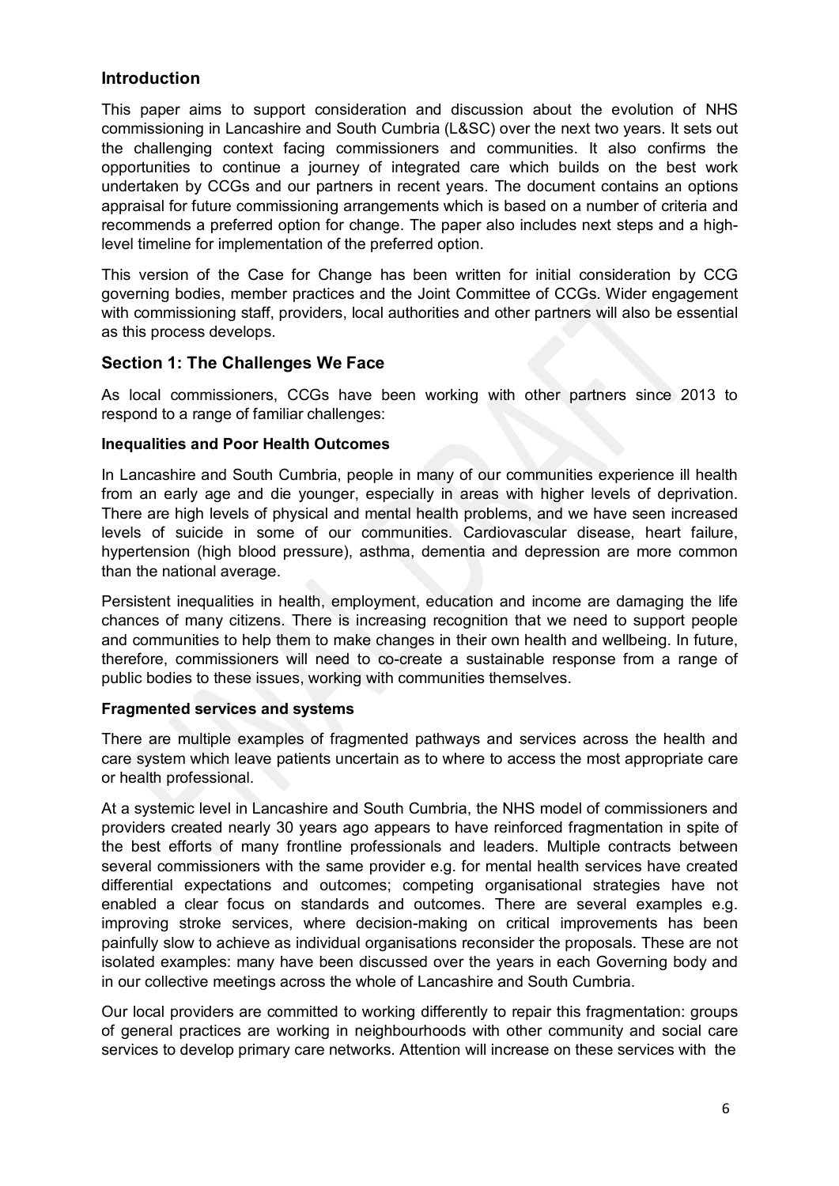## Introduction

This paper aims to support consideration and discussion about the evolution of NHS commissioning in Lancashire and South Cumbria (L&SC) over the next two years. It sets out the challenging context facing commissioners and communities. It also confirms the opportunities to continue a journey of integrated care which builds on the best work undertaken by CCGs and our partners in recent years. The document contains an options appraisal for future commissioning arrangements which is based on a number of criteria and recommends a preferred option for change. The paper also includes next steps and a high-level timeline for implementation of the preferred option.

This version of the Case for Change has been written for initial consideration by CCG governing bodies, member practices and the Joint Committee of CCGs. Wider engagement with commissioning staff, providers, local authorities and other partners will also be essential as this process develops.

## Section 1: The Challenges We Face

As local commissioners, CCGs have been working with other partners since 2013 to respond to a range of familiar challenges:

**Inequalities and Poor Health Outcomes**

In Lancashire and South Cumbria, people in many of our communities experience ill health from an early age and die younger, especially in areas with higher levels of deprivation. There are high levels of physical and mental health problems, and we have seen increased levels of suicide in some of our communities. Cardiovascular disease, heart failure, hypertension (high blood pressure), asthma, dementia and depression are more common than the national average.

Persistent inequalities in health, employment, education and income are damaging the life chances of many citizens. There is increasing recognition that we need to support people and communities to help them to make changes in their own health and wellbeing. In future, therefore, commissioners will need to co-create a sustainable response from a range of public bodies to these issues, working with communities themselves.

**Fragmented services and systems**

There are multiple examples of fragmented pathways and services across the health and care system which leave patients uncertain as to where to access the most appropriate care or health professional.

At a systemic level in Lancashire and South Cumbria, the NHS model of commissioners and providers created nearly 30 years ago appears to have reinforced fragmentation in spite of the best efforts of many frontline professionals and leaders. Multiple contracts between several commissioners with the same provider e.g. for mental health services have created differential expectations and outcomes; competing organisational strategies have not enabled a clear focus on standards and outcomes. There are several examples e.g. improving stroke services, where decision-making on critical improvements has been painfully slow to achieve as individual organisations reconsider the proposals. These are not isolated examples: many have been discussed over the years in each Governing body and in our collective meetings across the whole of Lancashire and South Cumbria.

Our local providers are committed to working differently to repair this fragmentation: groups of general practices are working in neighbourhoods with other community and social care services to develop primary care networks. Attention will increase on these services with the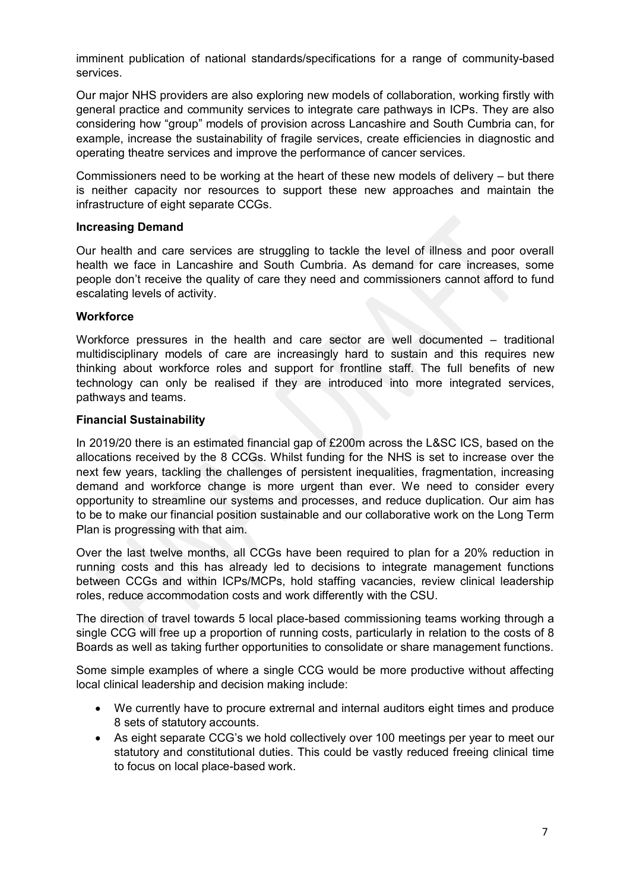imminent publication of national standards/specifications for a range of community-based services.

Our major NHS providers are also exploring new models of collaboration, working firstly with general practice and community services to integrate care pathways in ICPs. They are also considering how "group" models of provision across Lancashire and South Cumbria can, for example, increase the sustainability of fragile services, create efficiencies in diagnostic and operating theatre services and improve the performance of cancer services.

Commissioners need to be working at the heart of these new models of delivery – but there is neither capacity nor resources to support these new approaches and maintain the infrastructure of eight separate CCGs.

**Increasing Demand**

Our health and care services are struggling to tackle the level of illness and poor overall health we face in Lancashire and South Cumbria. As demand for care increases, some people don't receive the quality of care they need and commissioners cannot afford to fund escalating levels of activity.

**Workforce**

Workforce pressures in the health and care sector are well documented – traditional multidisciplinary models of care are increasingly hard to sustain and this requires new thinking about workforce roles and support for frontline staff. The full benefits of new technology can only be realised if they are introduced into more integrated services, pathways and teams.

**Financial Sustainability**

In 2019/20 there is an estimated financial gap of £200m across the L&SC ICS, based on the allocations received by the 8 CCGs. Whilst funding for the NHS is set to increase over the next few years, tackling the challenges of persistent inequalities, fragmentation, increasing demand and workforce change is more urgent than ever. We need to consider every opportunity to streamline our systems and processes, and reduce duplication. Our aim has to be to make our financial position sustainable and our collaborative work on the Long Term Plan is progressing with that aim.

Over the last twelve months, all CCGs have been required to plan for a 20% reduction in running costs and this has already led to decisions to integrate management functions between CCGs and within ICPs/MCPs, hold staffing vacancies, review clinical leadership roles, reduce accommodation costs and work differently with the CSU.

The direction of travel towards 5 local place-based commissioning teams working through a single CCG will free up a proportion of running costs, particularly in relation to the costs of 8 Boards as well as taking further opportunities to consolidate or share management functions.

Some simple examples of where a single CCG would be more productive without affecting local clinical leadership and decision making include:

- We currently have to procure extrernal and internal auditors eight times and produce 8 sets of statutory accounts.
- As eight separate CCG's we hold collectively over 100 meetings per year to meet our statutory and constitutional duties. This could be vastly reduced freeing clinical time to focus on local place-based work.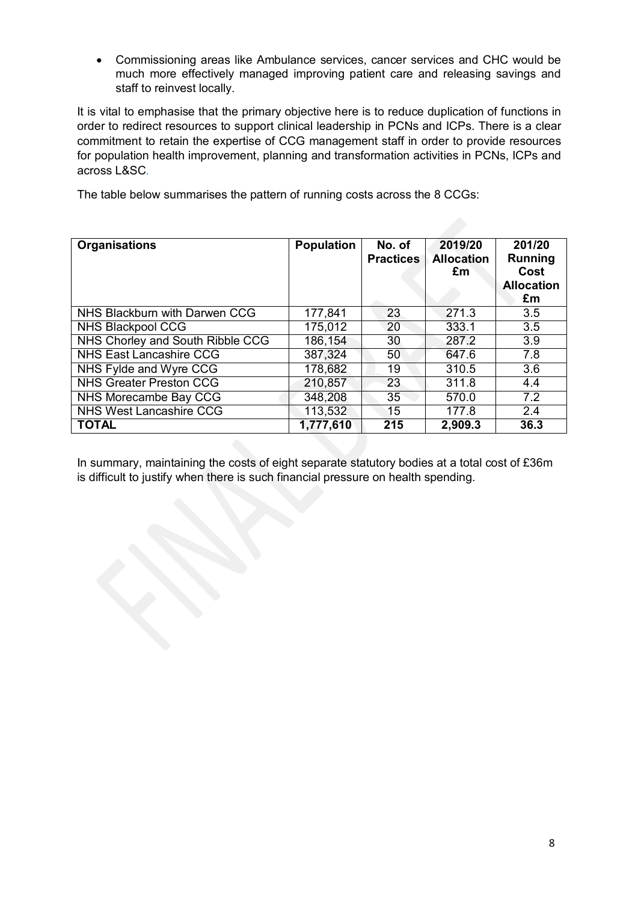- Commissioning areas like Ambulance services, cancer services and CHC would be much more effectively managed improving patient care and releasing savings and staff to reinvest locally.

It is vital to emphasise that the primary objective here is to reduce duplication of functions in order to redirect resources to support clinical leadership in PCNs and ICPs. There is a clear commitment to retain the expertise of CCG management staff in order to provide resources for population health improvement, planning and transformation activities in PCNs, ICPs and across L&SC.

The table below summarises the pattern of running costs across the 8 CCGs:

| Organisations | Population | No. of Practices | 2019/20 Allocation £m | 201/20 Running Cost Allocation £m |
|---|---|---|---|---|
| NHS Blackburn with Darwen CCG | 177,841 | 23 | 271.3 | 3.5 |
| NHS Blackpool CCG | 175,012 | 20 | 333.1 | 3.5 |
| NHS Chorley and South Ribble CCG | 186,154 | 30 | 287.2 | 3.9 |
| NHS East Lancashire CCG | 387,324 | 50 | 647.6 | 7.8 |
| NHS Fylde and Wyre CCG | 178,682 | 19 | 310.5 | 3.6 |
| NHS Greater Preston CCG | 210,857 | 23 | 311.8 | 4.4 |
| NHS Morecambe Bay CCG | 348,208 | 35 | 570.0 | 7.2 |
| NHS West Lancashire CCG | 113,532 | 15 | 177.8 | 2.4 |
| **TOTAL** | **1,777,610** | **215** | **2,909.3** | **36.3** |

In summary, maintaining the costs of eight separate statutory bodies at a total cost of £36m is difficult to justify when there is such financial pressure on health spending.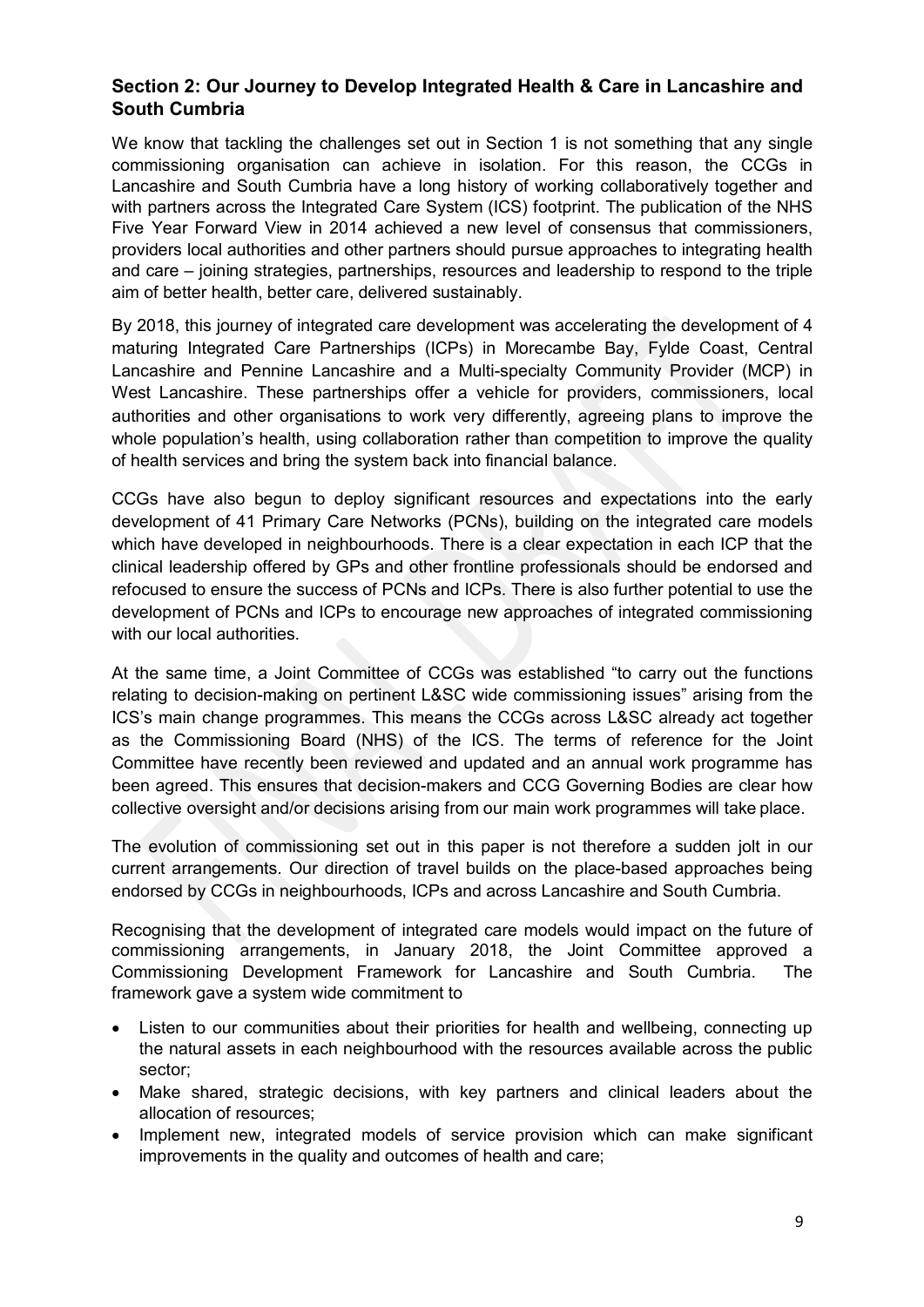## Section 2: Our Journey to Develop Integrated Health & Care in Lancashire and South Cumbria

We know that tackling the challenges set out in Section 1 is not something that any single commissioning organisation can achieve in isolation. For this reason, the CCGs in Lancashire and South Cumbria have a long history of working collaboratively together and with partners across the Integrated Care System (ICS) footprint. The publication of the NHS Five Year Forward View in 2014 achieved a new level of consensus that commissioners, providers local authorities and other partners should pursue approaches to integrating health and care – joining strategies, partnerships, resources and leadership to respond to the triple aim of better health, better care, delivered sustainably.

By 2018, this journey of integrated care development was accelerating the development of 4 maturing Integrated Care Partnerships (ICPs) in Morecambe Bay, Fylde Coast, Central Lancashire and Pennine Lancashire and a Multi-specialty Community Provider (MCP) in West Lancashire. These partnerships offer a vehicle for providers, commissioners, local authorities and other organisations to work very differently, agreeing plans to improve the whole population's health, using collaboration rather than competition to improve the quality of health services and bring the system back into financial balance.

CCGs have also begun to deploy significant resources and expectations into the early development of 41 Primary Care Networks (PCNs), building on the integrated care models which have developed in neighbourhoods. There is a clear expectation in each ICP that the clinical leadership offered by GPs and other frontline professionals should be endorsed and refocused to ensure the success of PCNs and ICPs. There is also further potential to use the development of PCNs and ICPs to encourage new approaches of integrated commissioning with our local authorities.

At the same time, a Joint Committee of CCGs was established "to carry out the functions relating to decision-making on pertinent L&SC wide commissioning issues" arising from the ICS's main change programmes. This means the CCGs across L&SC already act together as the Commissioning Board (NHS) of the ICS. The terms of reference for the Joint Committee have recently been reviewed and updated and an annual work programme has been agreed. This ensures that decision-makers and CCG Governing Bodies are clear how collective oversight and/or decisions arising from our main work programmes will take place.

The evolution of commissioning set out in this paper is not therefore a sudden jolt in our current arrangements. Our direction of travel builds on the place-based approaches being endorsed by CCGs in neighbourhoods, ICPs and across Lancashire and South Cumbria.

Recognising that the development of integrated care models would impact on the future of commissioning arrangements, in January 2018, the Joint Committee approved a Commissioning Development Framework for Lancashire and South Cumbria. The framework gave a system wide commitment to

- Listen to our communities about their priorities for health and wellbeing, connecting up the natural assets in each neighbourhood with the resources available across the public sector;
- Make shared, strategic decisions, with key partners and clinical leaders about the allocation of resources;
- Implement new, integrated models of service provision which can make significant improvements in the quality and outcomes of health and care;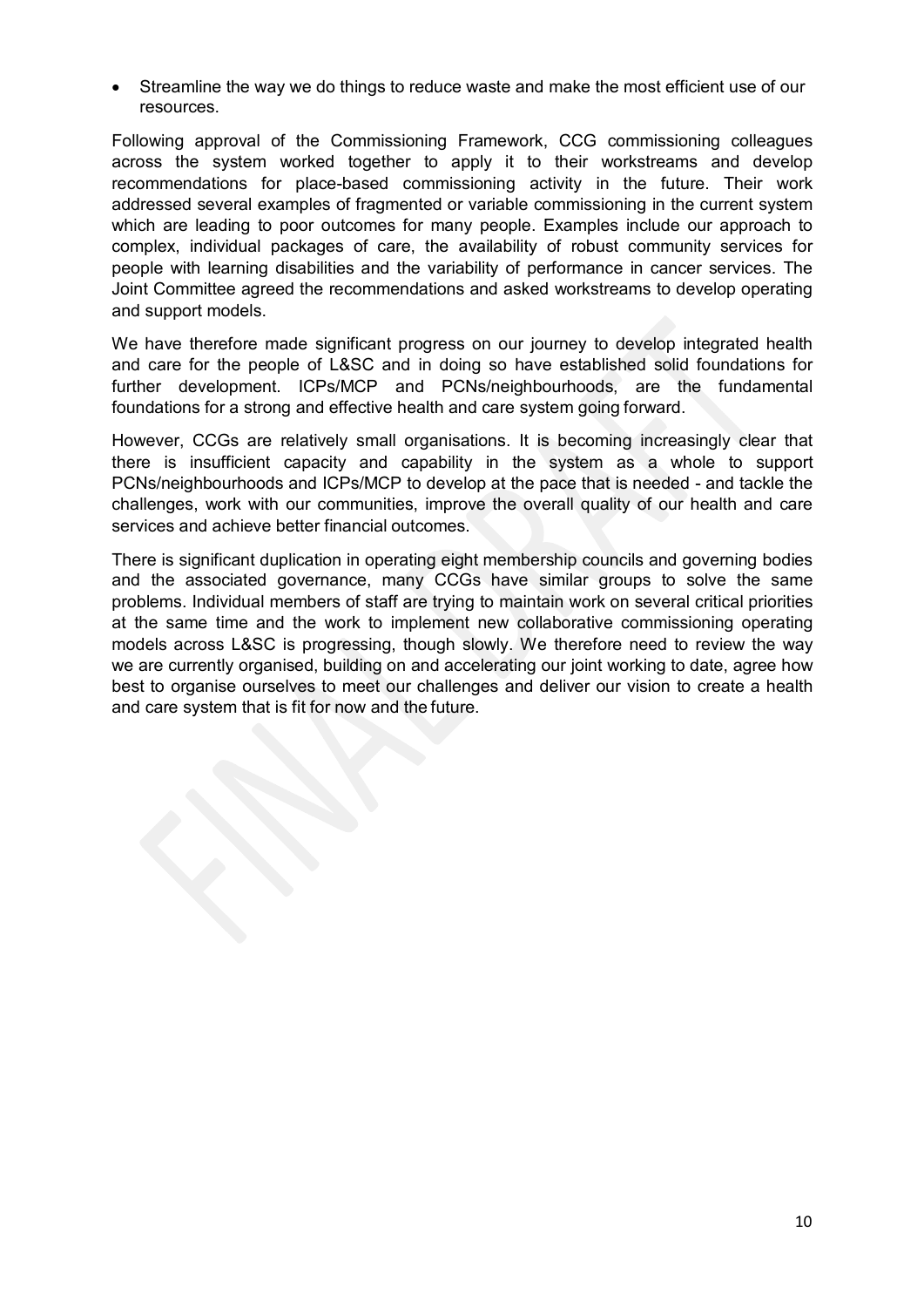- Streamline the way we do things to reduce waste and make the most efficient use of our resources.

Following approval of the Commissioning Framework, CCG commissioning colleagues across the system worked together to apply it to their workstreams and develop recommendations for place-based commissioning activity in the future. Their work addressed several examples of fragmented or variable commissioning in the current system which are leading to poor outcomes for many people. Examples include our approach to complex, individual packages of care, the availability of robust community services for people with learning disabilities and the variability of performance in cancer services. The Joint Committee agreed the recommendations and asked workstreams to develop operating and support models.

We have therefore made significant progress on our journey to develop integrated health and care for the people of L&SC and in doing so have established solid foundations for further development. ICPs/MCP and PCNs/neighbourhoods, are the fundamental foundations for a strong and effective health and care system going forward.

However, CCGs are relatively small organisations. It is becoming increasingly clear that there is insufficient capacity and capability in the system as a whole to support PCNs/neighbourhoods and ICPs/MCP to develop at the pace that is needed - and tackle the challenges, work with our communities, improve the overall quality of our health and care services and achieve better financial outcomes.

There is significant duplication in operating eight membership councils and governing bodies and the associated governance, many CCGs have similar groups to solve the same problems. Individual members of staff are trying to maintain work on several critical priorities at the same time and the work to implement new collaborative commissioning operating models across L&SC is progressing, though slowly. We therefore need to review the way we are currently organised, building on and accelerating our joint working to date, agree how best to organise ourselves to meet our challenges and deliver our vision to create a health and care system that is fit for now and the future.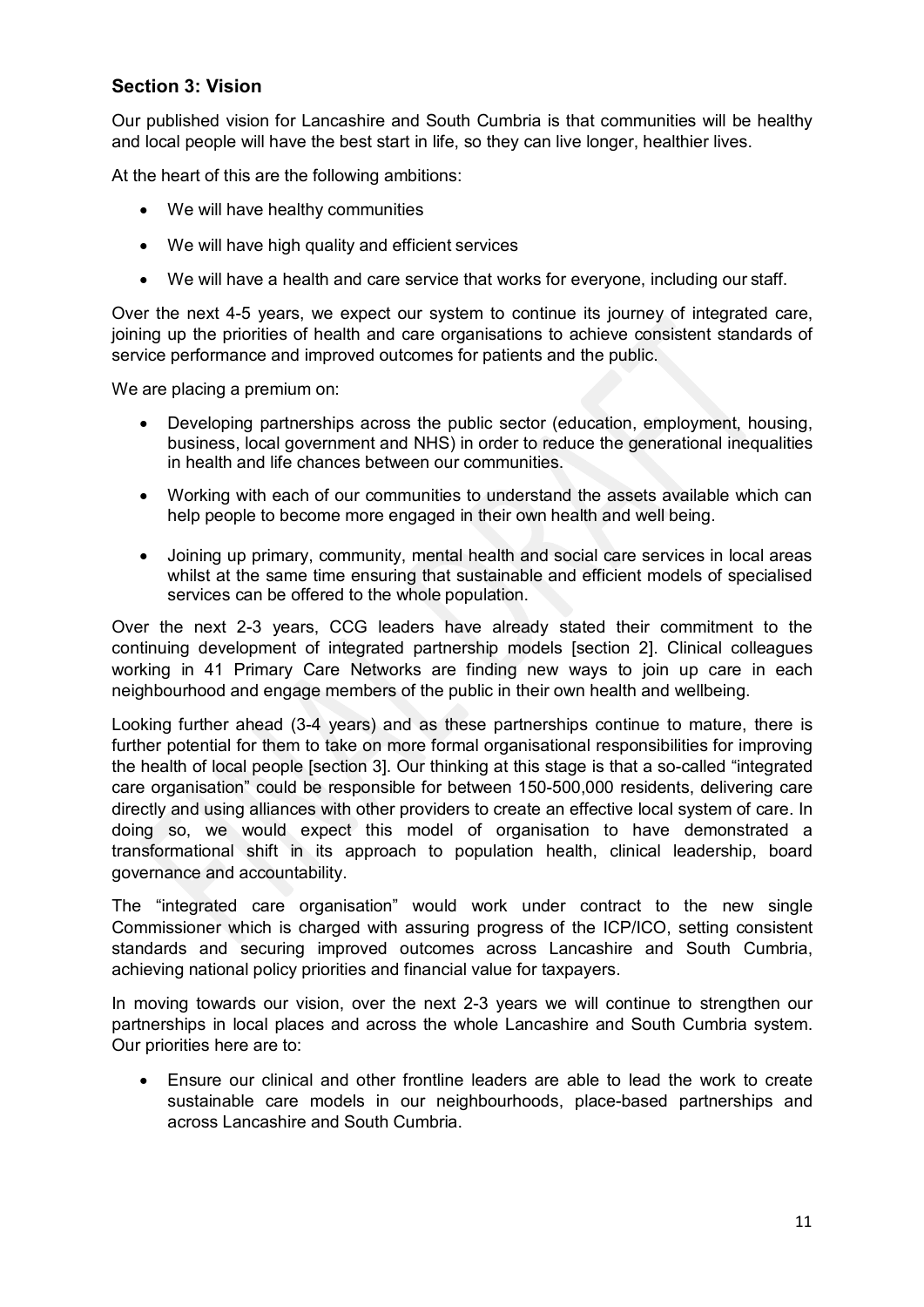## Section 3: Vision

Our published vision for Lancashire and South Cumbria is that communities will be healthy and local people will have the best start in life, so they can live longer, healthier lives.

At the heart of this are the following ambitions:

- We will have healthy communities
- We will have high quality and efficient services
- We will have a health and care service that works for everyone, including our staff.

Over the next 4-5 years, we expect our system to continue its journey of integrated care, joining up the priorities of health and care organisations to achieve consistent standards of service performance and improved outcomes for patients and the public.

We are placing a premium on:

- Developing partnerships across the public sector (education, employment, housing, business, local government and NHS) in order to reduce the generational inequalities in health and life chances between our communities.
- Working with each of our communities to understand the assets available which can help people to become more engaged in their own health and well being.
- Joining up primary, community, mental health and social care services in local areas whilst at the same time ensuring that sustainable and efficient models of specialised services can be offered to the whole population.

Over the next 2-3 years, CCG leaders have already stated their commitment to the continuing development of integrated partnership models [section 2]. Clinical colleagues working in 41 Primary Care Networks are finding new ways to join up care in each neighbourhood and engage members of the public in their own health and wellbeing.

Looking further ahead (3-4 years) and as these partnerships continue to mature, there is further potential for them to take on more formal organisational responsibilities for improving the health of local people [section 3]. Our thinking at this stage is that a so-called "integrated care organisation" could be responsible for between 150-500,000 residents, delivering care directly and using alliances with other providers to create an effective local system of care. In doing so, we would expect this model of organisation to have demonstrated a transformational shift in its approach to population health, clinical leadership, board governance and accountability.

The "integrated care organisation" would work under contract to the new single Commissioner which is charged with assuring progress of the ICP/ICO, setting consistent standards and securing improved outcomes across Lancashire and South Cumbria, achieving national policy priorities and financial value for taxpayers.

In moving towards our vision, over the next 2-3 years we will continue to strengthen our partnerships in local places and across the whole Lancashire and South Cumbria system. Our priorities here are to:

- Ensure our clinical and other frontline leaders are able to lead the work to create sustainable care models in our neighbourhoods, place-based partnerships and across Lancashire and South Cumbria.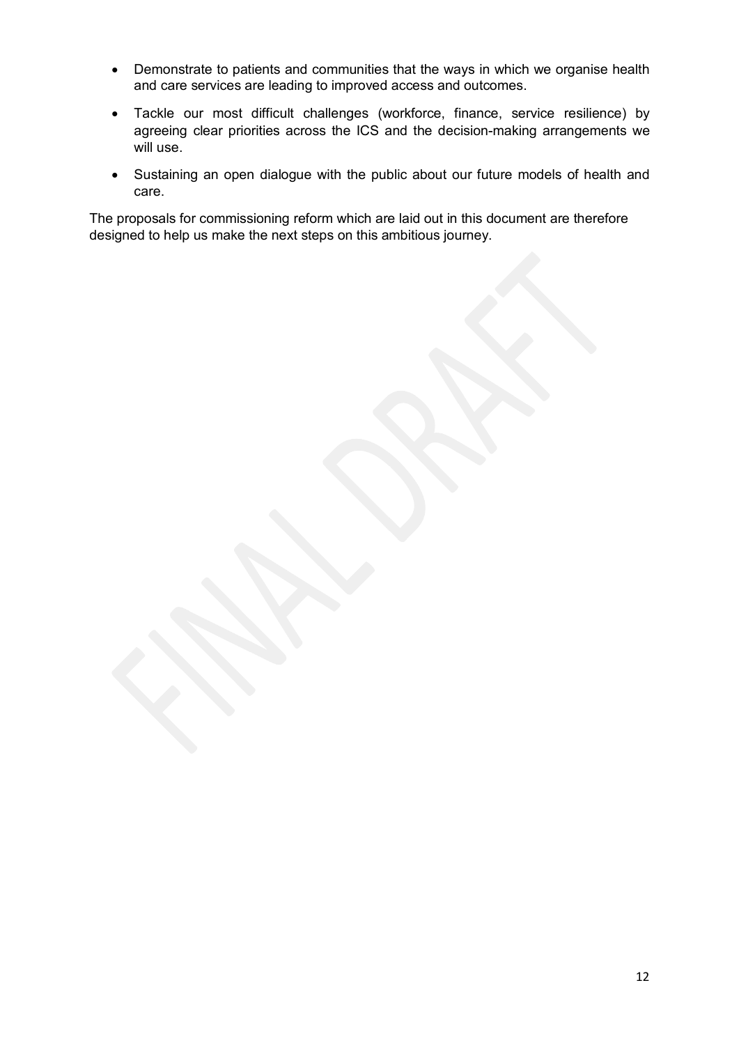- Demonstrate to patients and communities that the ways in which we organise health and care services are leading to improved access and outcomes.
- Tackle our most difficult challenges (workforce, finance, service resilience) by agreeing clear priorities across the ICS and the decision-making arrangements we will use.
- Sustaining an open dialogue with the public about our future models of health and care.

The proposals for commissioning reform which are laid out in this document are therefore designed to help us make the next steps on this ambitious journey.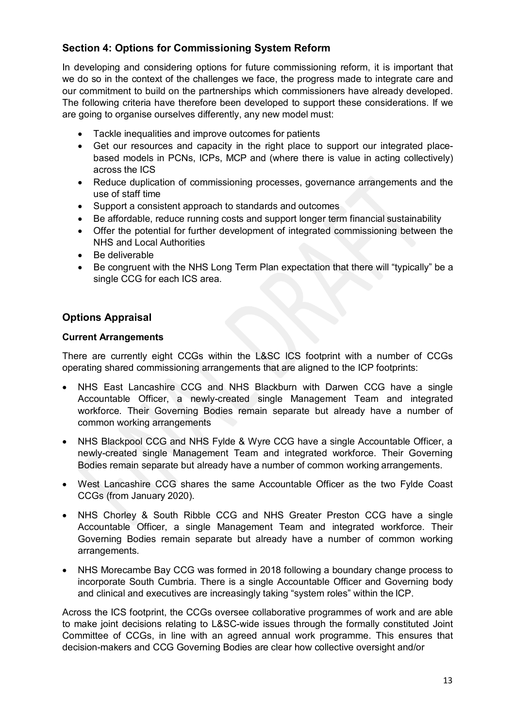## Section 4: Options for Commissioning System Reform

In developing and considering options for future commissioning reform, it is important that we do so in the context of the challenges we face, the progress made to integrate care and our commitment to build on the partnerships which commissioners have already developed. The following criteria have therefore been developed to support these considerations. If we are going to organise ourselves differently, any new model must:

- Tackle inequalities and improve outcomes for patients
- Get our resources and capacity in the right place to support our integrated place-based models in PCNs, ICPs, MCP and (where there is value in acting collectively) across the ICS
- Reduce duplication of commissioning processes, governance arrangements and the use of staff time
- Support a consistent approach to standards and outcomes
- Be affordable, reduce running costs and support longer term financial sustainability
- Offer the potential for further development of integrated commissioning between the NHS and Local Authorities
- Be deliverable
- Be congruent with the NHS Long Term Plan expectation that there will "typically" be a single CCG for each ICS area.

## Options Appraisal

### Current Arrangements

There are currently eight CCGs within the L&SC ICS footprint with a number of CCGs operating shared commissioning arrangements that are aligned to the ICP footprints:

- NHS East Lancashire CCG and NHS Blackburn with Darwen CCG have a single Accountable Officer, a newly-created single Management Team and integrated workforce. Their Governing Bodies remain separate but already have a number of common working arrangements
- NHS Blackpool CCG and NHS Fylde & Wyre CCG have a single Accountable Officer, a newly-created single Management Team and integrated workforce. Their Governing Bodies remain separate but already have a number of common working arrangements.
- West Lancashire CCG shares the same Accountable Officer as the two Fylde Coast CCGs (from January 2020).
- NHS Chorley & South Ribble CCG and NHS Greater Preston CCG have a single Accountable Officer, a single Management Team and integrated workforce. Their Governing Bodies remain separate but already have a number of common working arrangements.
- NHS Morecambe Bay CCG was formed in 2018 following a boundary change process to incorporate South Cumbria. There is a single Accountable Officer and Governing body and clinical and executives are increasingly taking "system roles" within the ICP.

Across the ICS footprint, the CCGs oversee collaborative programmes of work and are able to make joint decisions relating to L&SC-wide issues through the formally constituted Joint Committee of CCGs, in line with an agreed annual work programme. This ensures that decision-makers and CCG Governing Bodies are clear how collective oversight and/or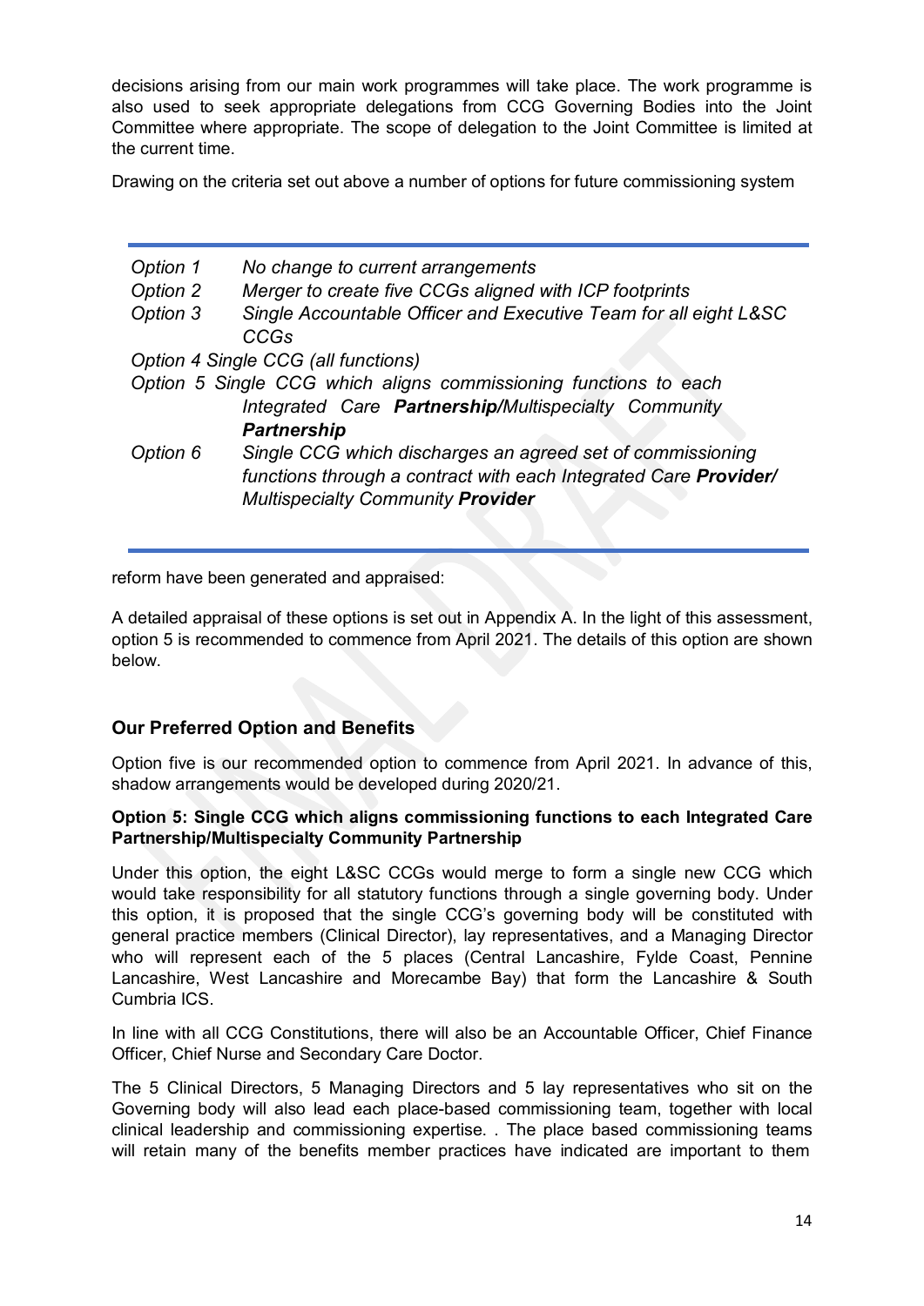decisions arising from our main work programmes will take place. The work programme is also used to seek appropriate delegations from CCG Governing Bodies into the Joint Committee where appropriate. The scope of delegation to the Joint Committee is limited at the current time.

Drawing on the criteria set out above a number of options for future commissioning system

| | |
|---|---|
| *Option 1* | *No change to current arrangements* |
| *Option 2* | *Merger to create five CCGs aligned with ICP footprints* |
| *Option 3* | *Single Accountable Officer and Executive Team for all eight L&SC CCGs* |
| *Option 4* | *Single CCG (all functions)* |
| *Option 5* | *Single CCG which aligns commissioning functions to each Integrated Care **Partnership**/Multispecialty Community **Partnership*** |
| *Option 6* | *Single CCG which discharges an agreed set of commissioning functions through a contract with each Integrated Care **Provider**/ Multispecialty Community **Provider*** |

reform have been generated and appraised:

A detailed appraisal of these options is set out in Appendix A. In the light of this assessment, option 5 is recommended to commence from April 2021. The details of this option are shown below.

## Our Preferred Option and Benefits

Option five is our recommended option to commence from April 2021. In advance of this, shadow arrangements would be developed during 2020/21.

**Option 5: Single CCG which aligns commissioning functions to each Integrated Care Partnership/Multispecialty Community Partnership**

Under this option, the eight L&SC CCGs would merge to form a single new CCG which would take responsibility for all statutory functions through a single governing body. Under this option, it is proposed that the single CCG's governing body will be constituted with general practice members (Clinical Director), lay representatives, and a Managing Director who will represent each of the 5 places (Central Lancashire, Fylde Coast, Pennine Lancashire, West Lancashire and Morecambe Bay) that form the Lancashire & South Cumbria ICS.

In line with all CCG Constitutions, there will also be an Accountable Officer, Chief Finance Officer, Chief Nurse and Secondary Care Doctor.

The 5 Clinical Directors, 5 Managing Directors and 5 lay representatives who sit on the Governing body will also lead each place-based commissioning team, together with local clinical leadership and commissioning expertise. . The place based commissioning teams will retain many of the benefits member practices have indicated are important to them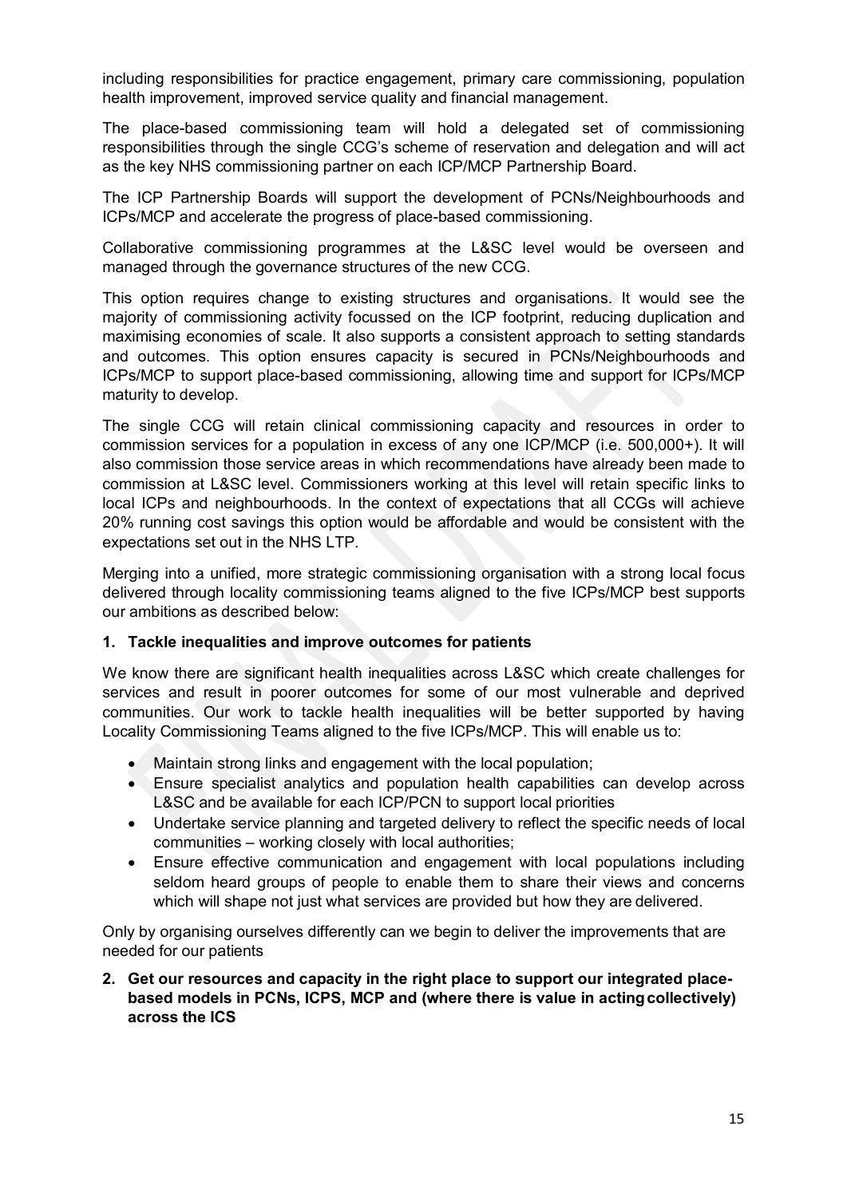including responsibilities for practice engagement, primary care commissioning, population health improvement, improved service quality and financial management.

The place-based commissioning team will hold a delegated set of commissioning responsibilities through the single CCG's scheme of reservation and delegation and will act as the key NHS commissioning partner on each ICP/MCP Partnership Board.

The ICP Partnership Boards will support the development of PCNs/Neighbourhoods and ICPs/MCP and accelerate the progress of place-based commissioning.

Collaborative commissioning programmes at the L&SC level would be overseen and managed through the governance structures of the new CCG.

This option requires change to existing structures and organisations. It would see the majority of commissioning activity focussed on the ICP footprint, reducing duplication and maximising economies of scale. It also supports a consistent approach to setting standards and outcomes. This option ensures capacity is secured in PCNs/Neighbourhoods and ICPs/MCP to support place-based commissioning, allowing time and support for ICPs/MCP maturity to develop.

The single CCG will retain clinical commissioning capacity and resources in order to commission services for a population in excess of any one ICP/MCP (i.e. 500,000+). It will also commission those service areas in which recommendations have already been made to commission at L&SC level. Commissioners working at this level will retain specific links to local ICPs and neighbourhoods. In the context of expectations that all CCGs will achieve 20% running cost savings this option would be affordable and would be consistent with the expectations set out in the NHS LTP.

Merging into a unified, more strategic commissioning organisation with a strong local focus delivered through locality commissioning teams aligned to the five ICPs/MCP best supports our ambitions as described below:

**1. Tackle inequalities and improve outcomes for patients**

We know there are significant health inequalities across L&SC which create challenges for services and result in poorer outcomes for some of our most vulnerable and deprived communities. Our work to tackle health inequalities will be better supported by having Locality Commissioning Teams aligned to the five ICPs/MCP. This will enable us to:

- Maintain strong links and engagement with the local population;
- Ensure specialist analytics and population health capabilities can develop across L&SC and be available for each ICP/PCN to support local priorities
- Undertake service planning and targeted delivery to reflect the specific needs of local communities – working closely with local authorities;
- Ensure effective communication and engagement with local populations including seldom heard groups of people to enable them to share their views and concerns which will shape not just what services are provided but how they are delivered.

Only by organising ourselves differently can we begin to deliver the improvements that are needed for our patients

**2. Get our resources and capacity in the right place to support our integrated place-based models in PCNs, ICPS, MCP and (where there is value in acting collectively) across the ICS**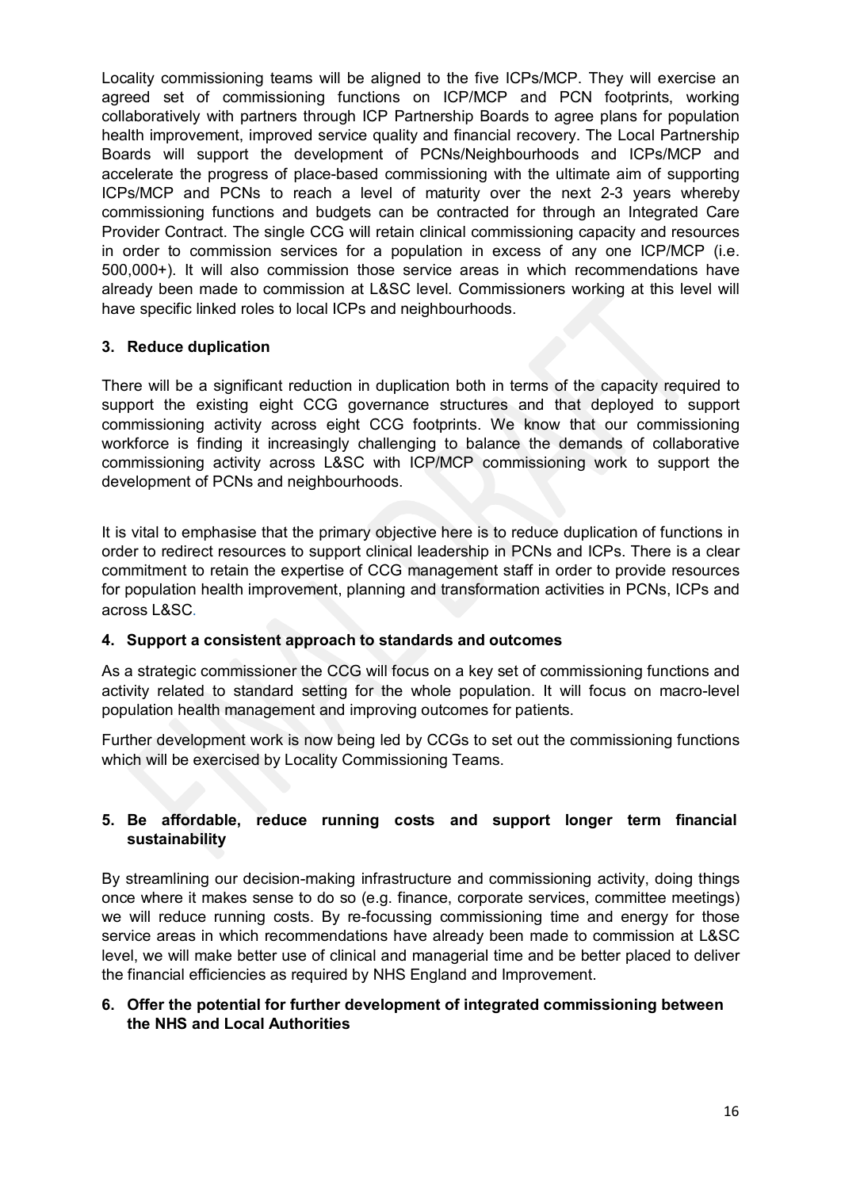Locality commissioning teams will be aligned to the five ICPs/MCP. They will exercise an agreed set of commissioning functions on ICP/MCP and PCN footprints, working collaboratively with partners through ICP Partnership Boards to agree plans for population health improvement, improved service quality and financial recovery. The Local Partnership Boards will support the development of PCNs/Neighbourhoods and ICPs/MCP and accelerate the progress of place-based commissioning with the ultimate aim of supporting ICPs/MCP and PCNs to reach a level of maturity over the next 2-3 years whereby commissioning functions and budgets can be contracted for through an Integrated Care Provider Contract. The single CCG will retain clinical commissioning capacity and resources in order to commission services for a population in excess of any one ICP/MCP (i.e. 500,000+). It will also commission those service areas in which recommendations have already been made to commission at L&SC level. Commissioners working at this level will have specific linked roles to local ICPs and neighbourhoods.

**3. Reduce duplication**

There will be a significant reduction in duplication both in terms of the capacity required to support the existing eight CCG governance structures and that deployed to support commissioning activity across eight CCG footprints. We know that our commissioning workforce is finding it increasingly challenging to balance the demands of collaborative commissioning activity across L&SC with ICP/MCP commissioning work to support the development of PCNs and neighbourhoods.

It is vital to emphasise that the primary objective here is to reduce duplication of functions in order to redirect resources to support clinical leadership in PCNs and ICPs. There is a clear commitment to retain the expertise of CCG management staff in order to provide resources for population health improvement, planning and transformation activities in PCNs, ICPs and across L&SC.

**4. Support a consistent approach to standards and outcomes**

As a strategic commissioner the CCG will focus on a key set of commissioning functions and activity related to standard setting for the whole population. It will focus on macro-level population health management and improving outcomes for patients.

Further development work is now being led by CCGs to set out the commissioning functions which will be exercised by Locality Commissioning Teams.

**5. Be affordable, reduce running costs and support longer term financial sustainability**

By streamlining our decision-making infrastructure and commissioning activity, doing things once where it makes sense to do so (e.g. finance, corporate services, committee meetings) we will reduce running costs. By re-focussing commissioning time and energy for those service areas in which recommendations have already been made to commission at L&SC level, we will make better use of clinical and managerial time and be better placed to deliver the financial efficiencies as required by NHS England and Improvement.

**6. Offer the potential for further development of integrated commissioning between the NHS and Local Authorities**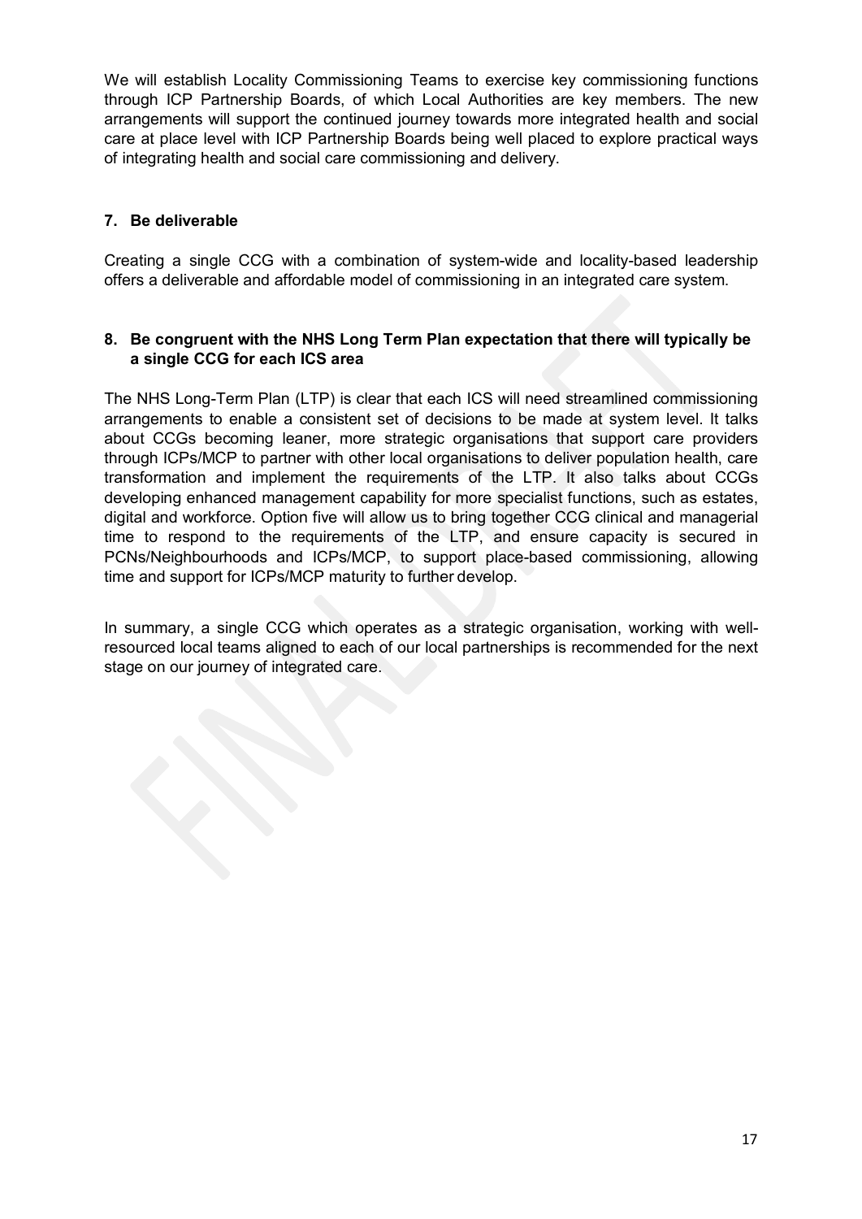We will establish Locality Commissioning Teams to exercise key commissioning functions through ICP Partnership Boards, of which Local Authorities are key members. The new arrangements will support the continued journey towards more integrated health and social care at place level with ICP Partnership Boards being well placed to explore practical ways of integrating health and social care commissioning and delivery.

### 7. Be deliverable

Creating a single CCG with a combination of system-wide and locality-based leadership offers a deliverable and affordable model of commissioning in an integrated care system.

### 8. Be congruent with the NHS Long Term Plan expectation that there will typically be a single CCG for each ICS area

The NHS Long-Term Plan (LTP) is clear that each ICS will need streamlined commissioning arrangements to enable a consistent set of decisions to be made at system level. It talks about CCGs becoming leaner, more strategic organisations that support care providers through ICPs/MCP to partner with other local organisations to deliver population health, care transformation and implement the requirements of the LTP. It also talks about CCGs developing enhanced management capability for more specialist functions, such as estates, digital and workforce. Option five will allow us to bring together CCG clinical and managerial time to respond to the requirements of the LTP, and ensure capacity is secured in PCNs/Neighbourhoods and ICPs/MCP, to support place-based commissioning, allowing time and support for ICPs/MCP maturity to further develop.

In summary, a single CCG which operates as a strategic organisation, working with well-resourced local teams aligned to each of our local partnerships is recommended for the next stage on our journey of integrated care.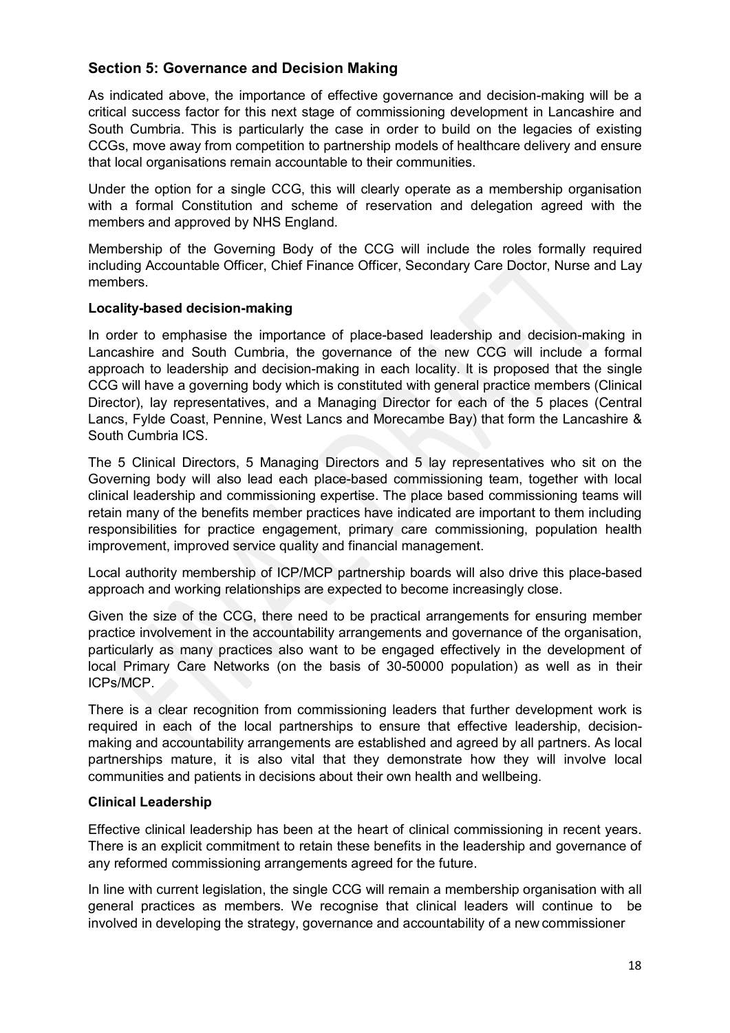## Section 5: Governance and Decision Making

As indicated above, the importance of effective governance and decision-making will be a critical success factor for this next stage of commissioning development in Lancashire and South Cumbria. This is particularly the case in order to build on the legacies of existing CCGs, move away from competition to partnership models of healthcare delivery and ensure that local organisations remain accountable to their communities.

Under the option for a single CCG, this will clearly operate as a membership organisation with a formal Constitution and scheme of reservation and delegation agreed with the members and approved by NHS England.

Membership of the Governing Body of the CCG will include the roles formally required including Accountable Officer, Chief Finance Officer, Secondary Care Doctor, Nurse and Lay members.

**Locality-based decision-making**

In order to emphasise the importance of place-based leadership and decision-making in Lancashire and South Cumbria, the governance of the new CCG will include a formal approach to leadership and decision-making in each locality. It is proposed that the single CCG will have a governing body which is constituted with general practice members (Clinical Director), lay representatives, and a Managing Director for each of the 5 places (Central Lancs, Fylde Coast, Pennine, West Lancs and Morecambe Bay) that form the Lancashire & South Cumbria ICS.

The 5 Clinical Directors, 5 Managing Directors and 5 lay representatives who sit on the Governing body will also lead each place-based commissioning team, together with local clinical leadership and commissioning expertise. The place based commissioning teams will retain many of the benefits member practices have indicated are important to them including responsibilities for practice engagement, primary care commissioning, population health improvement, improved service quality and financial management.

Local authority membership of ICP/MCP partnership boards will also drive this place-based approach and working relationships are expected to become increasingly close.

Given the size of the CCG, there need to be practical arrangements for ensuring member practice involvement in the accountability arrangements and governance of the organisation, particularly as many practices also want to be engaged effectively in the development of local Primary Care Networks (on the basis of 30-50000 population) as well as in their ICPs/MCP.

There is a clear recognition from commissioning leaders that further development work is required in each of the local partnerships to ensure that effective leadership, decision-making and accountability arrangements are established and agreed by all partners. As local partnerships mature, it is also vital that they demonstrate how they will involve local communities and patients in decisions about their own health and wellbeing.

**Clinical Leadership**

Effective clinical leadership has been at the heart of clinical commissioning in recent years. There is an explicit commitment to retain these benefits in the leadership and governance of any reformed commissioning arrangements agreed for the future.

In line with current legislation, the single CCG will remain a membership organisation with all general practices as members. We recognise that clinical leaders will continue to be involved in developing the strategy, governance and accountability of a new commissioner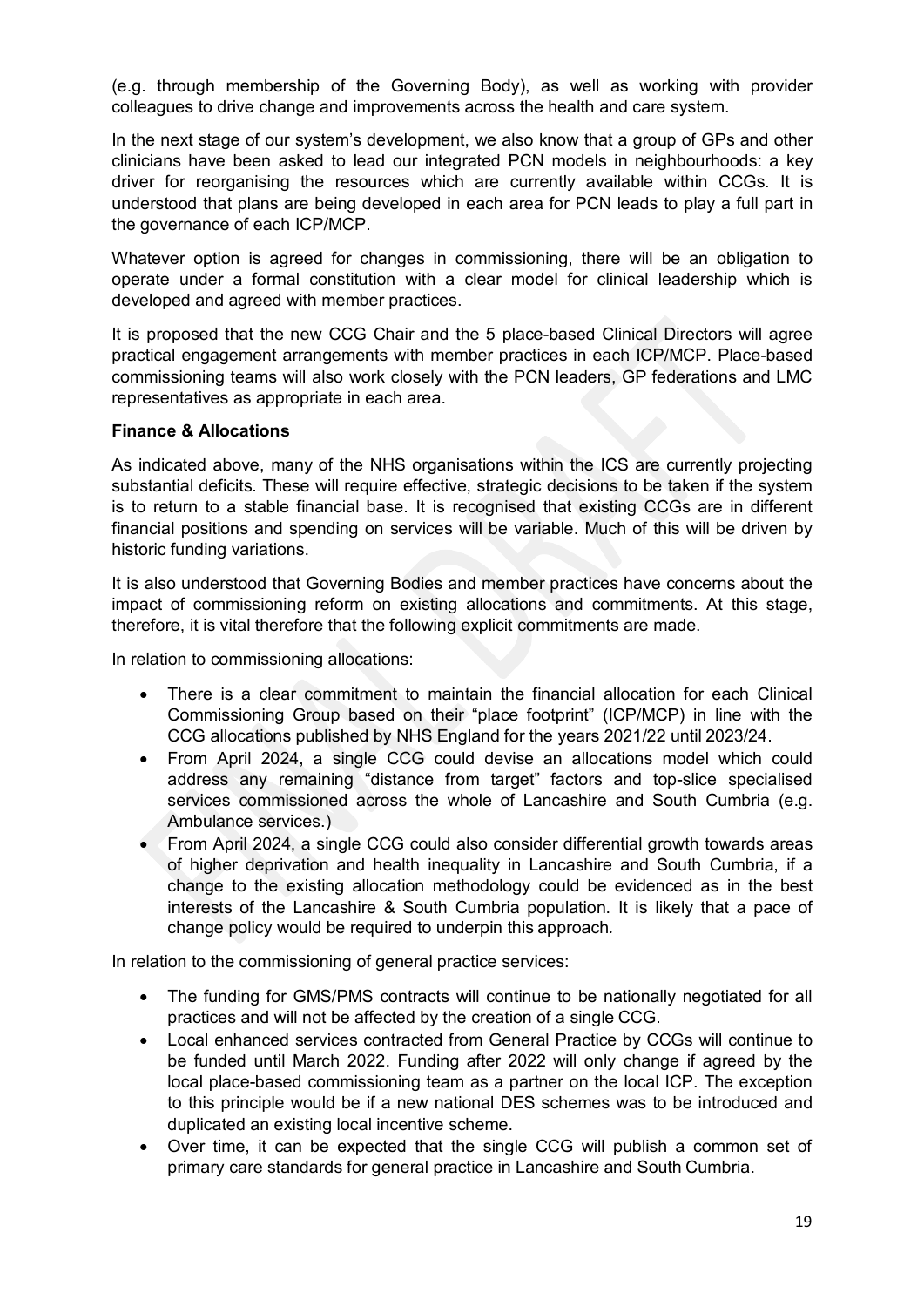(e.g. through membership of the Governing Body), as well as working with provider colleagues to drive change and improvements across the health and care system.

In the next stage of our system's development, we also know that a group of GPs and other clinicians have been asked to lead our integrated PCN models in neighbourhoods: a key driver for reorganising the resources which are currently available within CCGs. It is understood that plans are being developed in each area for PCN leads to play a full part in the governance of each ICP/MCP.

Whatever option is agreed for changes in commissioning, there will be an obligation to operate under a formal constitution with a clear model for clinical leadership which is developed and agreed with member practices.

It is proposed that the new CCG Chair and the 5 place-based Clinical Directors will agree practical engagement arrangements with member practices in each ICP/MCP. Place-based commissioning teams will also work closely with the PCN leaders, GP federations and LMC representatives as appropriate in each area.

**Finance & Allocations**

As indicated above, many of the NHS organisations within the ICS are currently projecting substantial deficits. These will require effective, strategic decisions to be taken if the system is to return to a stable financial base. It is recognised that existing CCGs are in different financial positions and spending on services will be variable. Much of this will be driven by historic funding variations.

It is also understood that Governing Bodies and member practices have concerns about the impact of commissioning reform on existing allocations and commitments. At this stage, therefore, it is vital therefore that the following explicit commitments are made.

In relation to commissioning allocations:

- There is a clear commitment to maintain the financial allocation for each Clinical Commissioning Group based on their "place footprint" (ICP/MCP) in line with the CCG allocations published by NHS England for the years 2021/22 until 2023/24.
- From April 2024, a single CCG could devise an allocations model which could address any remaining "distance from target" factors and top-slice specialised services commissioned across the whole of Lancashire and South Cumbria (e.g. Ambulance services.)
- From April 2024, a single CCG could also consider differential growth towards areas of higher deprivation and health inequality in Lancashire and South Cumbria, if a change to the existing allocation methodology could be evidenced as in the best interests of the Lancashire & South Cumbria population. It is likely that a pace of change policy would be required to underpin this approach.

In relation to the commissioning of general practice services:

- The funding for GMS/PMS contracts will continue to be nationally negotiated for all practices and will not be affected by the creation of a single CCG.
- Local enhanced services contracted from General Practice by CCGs will continue to be funded until March 2022. Funding after 2022 will only change if agreed by the local place-based commissioning team as a partner on the local ICP. The exception to this principle would be if a new national DES schemes was to be introduced and duplicated an existing local incentive scheme.
- Over time, it can be expected that the single CCG will publish a common set of primary care standards for general practice in Lancashire and South Cumbria.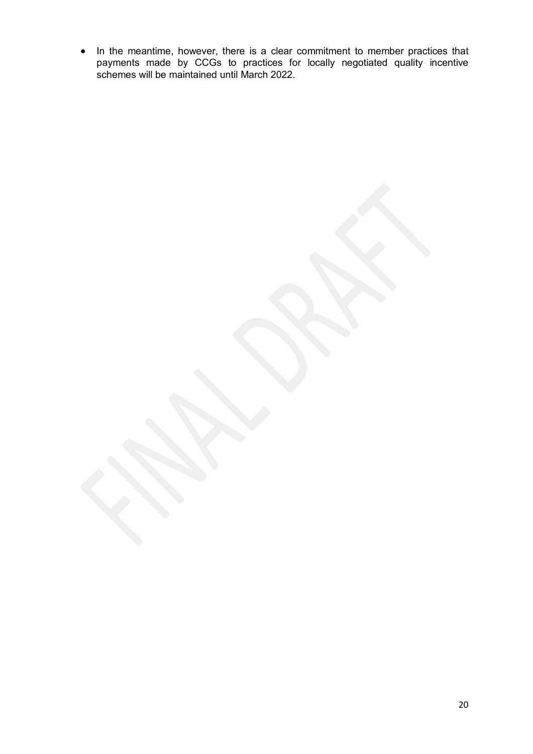- In the meantime, however, there is a clear commitment to member practices that payments made by CCGs to practices for locally negotiated quality incentive schemes will be maintained until March 2022.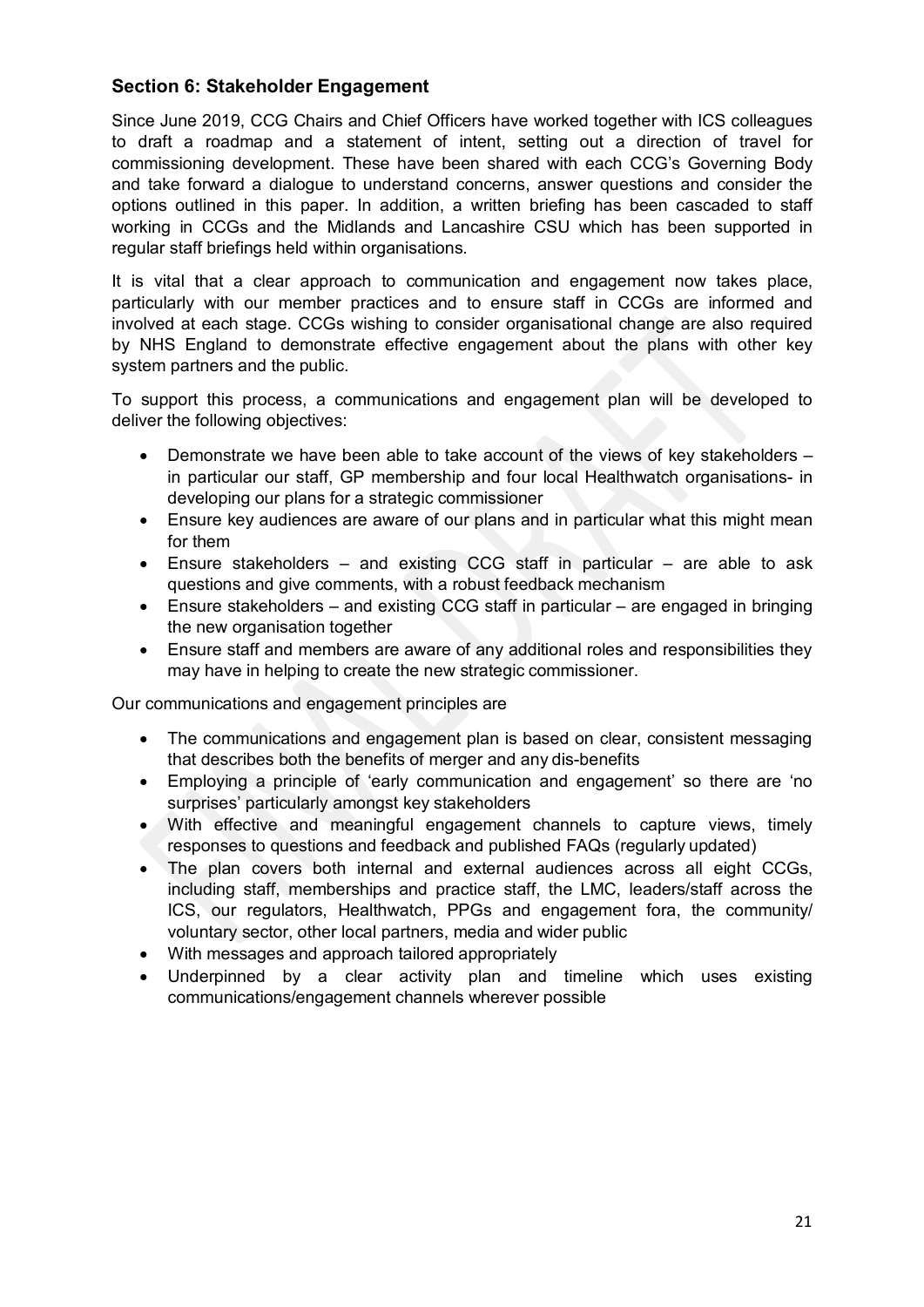### Section 6: Stakeholder Engagement

Since June 2019, CCG Chairs and Chief Officers have worked together with ICS colleagues to draft a roadmap and a statement of intent, setting out a direction of travel for commissioning development. These have been shared with each CCG's Governing Body and take forward a dialogue to understand concerns, answer questions and consider the options outlined in this paper. In addition, a written briefing has been cascaded to staff working in CCGs and the Midlands and Lancashire CSU which has been supported in regular staff briefings held within organisations.

It is vital that a clear approach to communication and engagement now takes place, particularly with our member practices and to ensure staff in CCGs are informed and involved at each stage. CCGs wishing to consider organisational change are also required by NHS England to demonstrate effective engagement about the plans with other key system partners and the public.

To support this process, a communications and engagement plan will be developed to deliver the following objectives:

- Demonstrate we have been able to take account of the views of key stakeholders – in particular our staff, GP membership and four local Healthwatch organisations- in developing our plans for a strategic commissioner
- Ensure key audiences are aware of our plans and in particular what this might mean for them
- Ensure stakeholders – and existing CCG staff in particular – are able to ask questions and give comments, with a robust feedback mechanism
- Ensure stakeholders – and existing CCG staff in particular – are engaged in bringing the new organisation together
- Ensure staff and members are aware of any additional roles and responsibilities they may have in helping to create the new strategic commissioner.

Our communications and engagement principles are

- The communications and engagement plan is based on clear, consistent messaging that describes both the benefits of merger and any dis-benefits
- Employing a principle of 'early communication and engagement' so there are 'no surprises' particularly amongst key stakeholders
- With effective and meaningful engagement channels to capture views, timely responses to questions and feedback and published FAQs (regularly updated)
- The plan covers both internal and external audiences across all eight CCGs, including staff, memberships and practice staff, the LMC, leaders/staff across the ICS, our regulators, Healthwatch, PPGs and engagement fora, the community/ voluntary sector, other local partners, media and wider public
- With messages and approach tailored appropriately
- Underpinned by a clear activity plan and timeline which uses existing communications/engagement channels wherever possible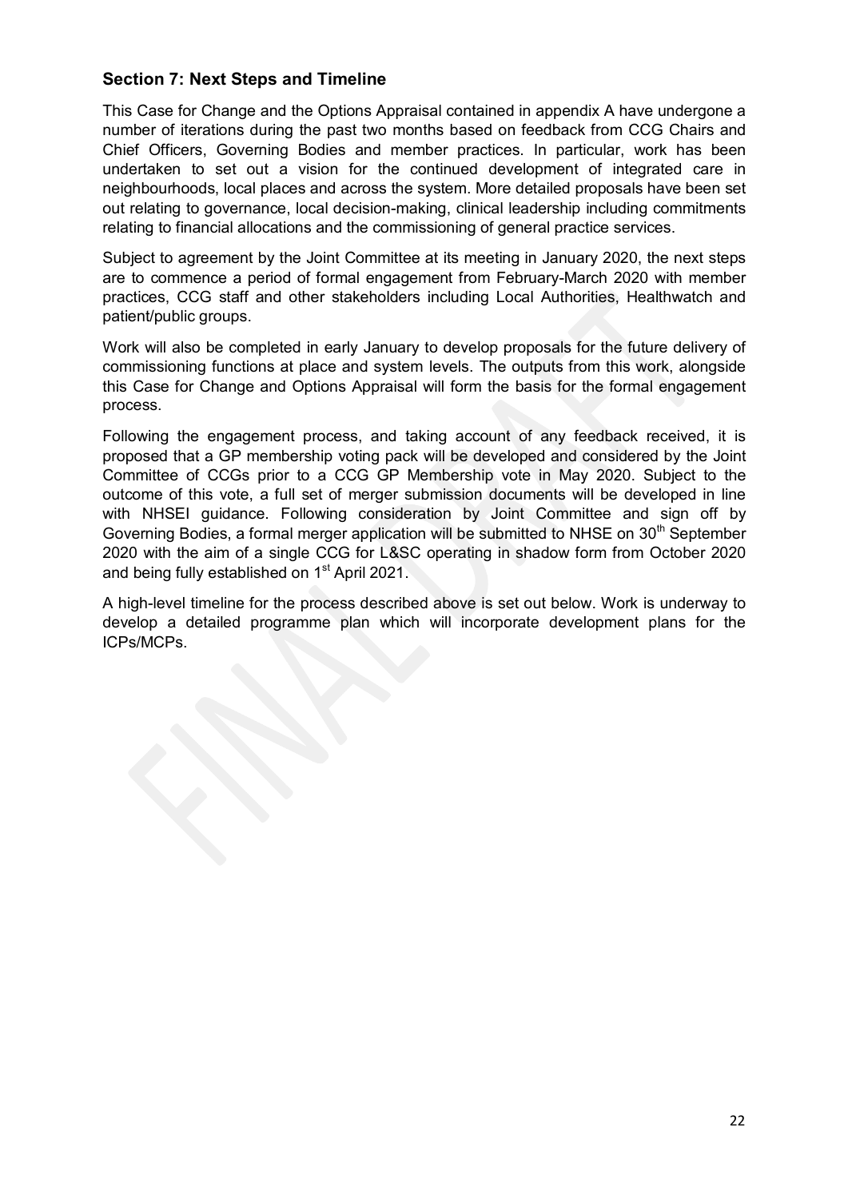## Section 7: Next Steps and Timeline

This Case for Change and the Options Appraisal contained in appendix A have undergone a number of iterations during the past two months based on feedback from CCG Chairs and Chief Officers, Governing Bodies and member practices. In particular, work has been undertaken to set out a vision for the continued development of integrated care in neighbourhoods, local places and across the system. More detailed proposals have been set out relating to governance, local decision-making, clinical leadership including commitments relating to financial allocations and the commissioning of general practice services.

Subject to agreement by the Joint Committee at its meeting in January 2020, the next steps are to commence a period of formal engagement from February-March 2020 with member practices, CCG staff and other stakeholders including Local Authorities, Healthwatch and patient/public groups.

Work will also be completed in early January to develop proposals for the future delivery of commissioning functions at place and system levels. The outputs from this work, alongside this Case for Change and Options Appraisal will form the basis for the formal engagement process.

Following the engagement process, and taking account of any feedback received, it is proposed that a GP membership voting pack will be developed and considered by the Joint Committee of CCGs prior to a CCG GP Membership vote in May 2020. Subject to the outcome of this vote, a full set of merger submission documents will be developed in line with NHSEI guidance. Following consideration by Joint Committee and sign off by Governing Bodies, a formal merger application will be submitted to NHSE on 30th September 2020 with the aim of a single CCG for L&SC operating in shadow form from October 2020 and being fully established on 1st April 2021.

A high-level timeline for the process described above is set out below. Work is underway to develop a detailed programme plan which will incorporate development plans for the ICPs/MCPs.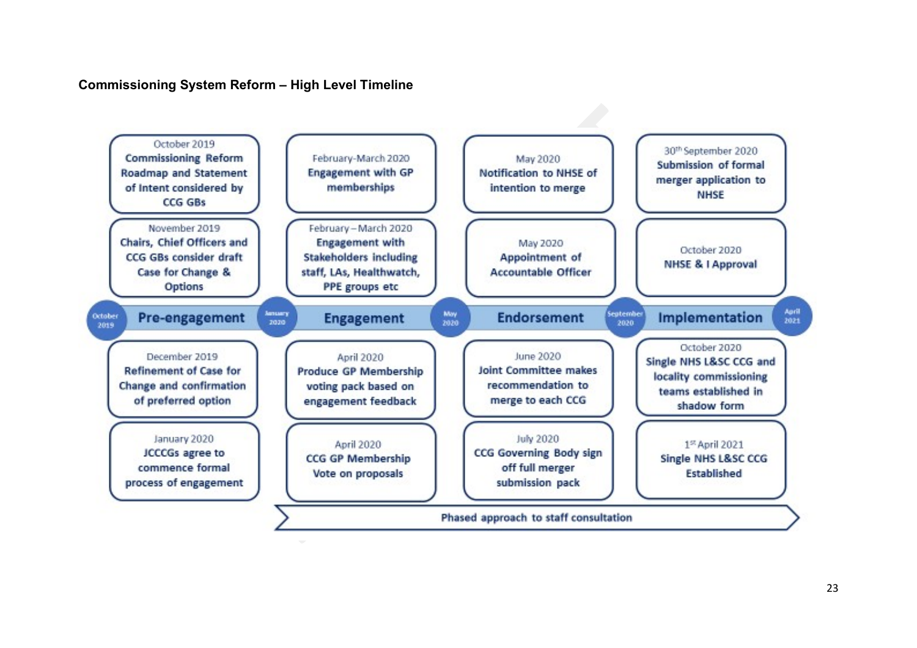**Commissioning System Reform – High Level Timeline**

| Pre-engagement (October 2019 – January 2020) | Engagement (January 2020 – May 2020) | Endorsement (May 2020 – September 2020) | Implementation (September 2020 – April 2021) |
|---|---|---|---|
| October 2019<br>**Commissioning Reform Roadmap and Statement of Intent considered by CCG GBs** | February-March 2020<br>**Engagement with GP memberships** | May 2020<br>**Notification to NHSE of intention to merge** | 30th September 2020<br>**Submission of formal merger application to NHSE** |
| November 2019<br>**Chairs, Chief Officers and CCG GBs consider draft Case for Change & Options** | February – March 2020<br>**Engagement with Stakeholders including staff, LAs, Healthwatch, PPE groups etc** | May 2020<br>**Appointment of Accountable Officer** | October 2020<br>**NHSE & I Approval** |
| December 2019<br>**Refinement of Case for Change and confirmation of preferred option** | April 2020<br>**Produce GP Membership voting pack based on engagement feedback** | June 2020<br>**Joint Committee makes recommendation to merge to each CCG** | October 2020<br>**Single NHS L&SC CCG and locality commissioning teams established in shadow form** |
| January 2020<br>**JCCCGs agree to commence formal process of engagement** | April 2020<br>**CCG GP Membership Vote on proposals** | July 2020<br>**CCG Governing Body sign off full merger submission pack** | 1st April 2021<br>**Single NHS L&SC CCG Established** |

**Phased approach to staff consultation**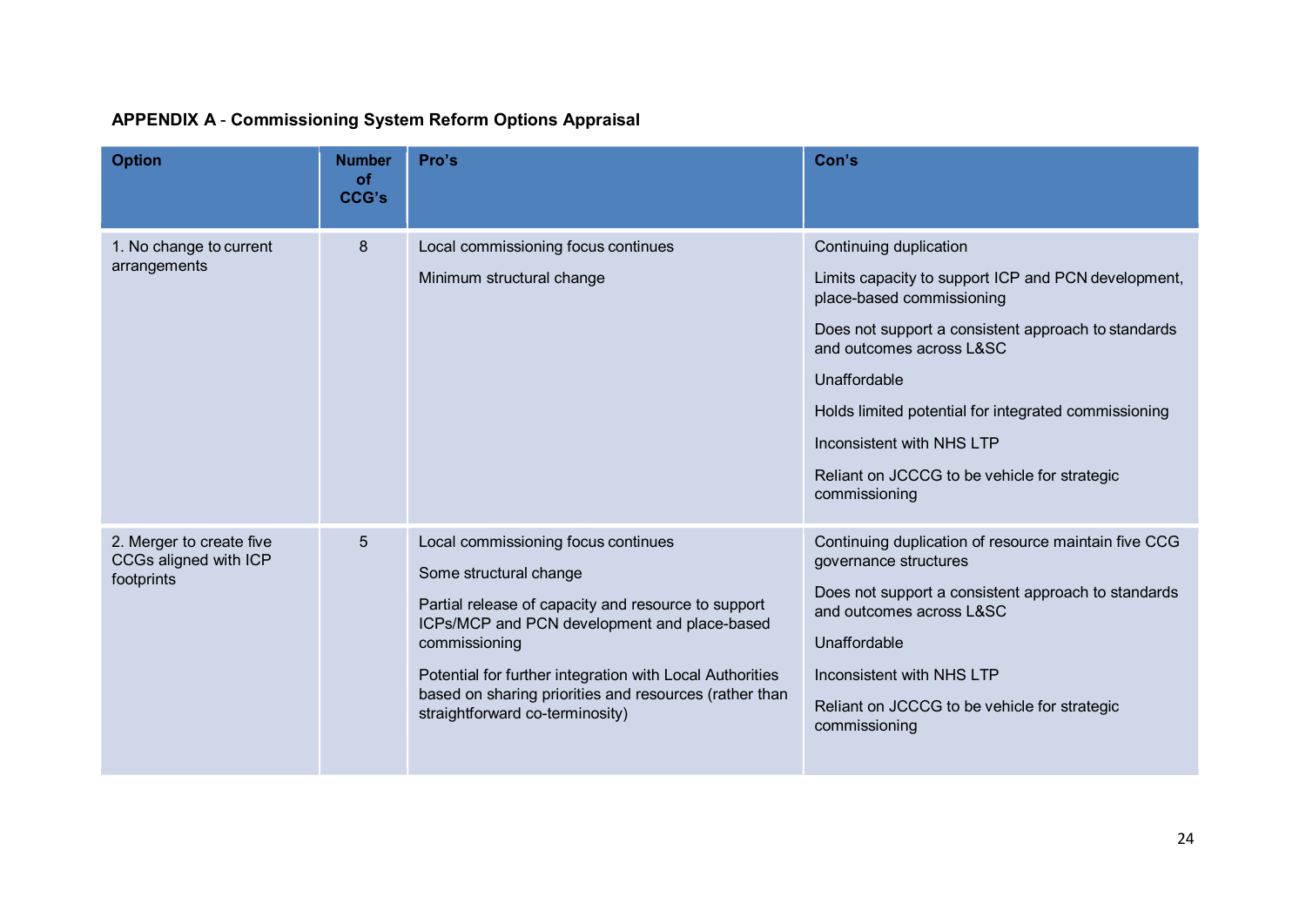**APPENDIX A** - **Commissioning System Reform Options Appraisal**

| Option | Number of CCG's | Pro's | Con's |
|---|---|---|---|
| 1. No change to current arrangements | 8 | Local commissioning focus continues<br><br>Minimum structural change | Continuing duplication<br><br>Limits capacity to support ICP and PCN development, place-based commissioning<br><br>Does not support a consistent approach to standards and outcomes across L&SC<br><br>Unaffordable<br><br>Holds limited potential for integrated commissioning<br><br>Inconsistent with NHS LTP<br><br>Reliant on JCCCG to be vehicle for strategic commissioning |
| 2. Merger to create five CCGs aligned with ICP footprints | 5 | Local commissioning focus continues<br><br>Some structural change<br><br>Partial release of capacity and resource to support ICPs/MCP and PCN development and place-based commissioning<br><br>Potential for further integration with Local Authorities based on sharing priorities and resources (rather than straightforward co-terminosity) | Continuing duplication of resource maintain five CCG governance structures<br><br>Does not support a consistent approach to standards and outcomes across L&SC<br><br>Unaffordable<br><br>Inconsistent with NHS LTP<br><br>Reliant on JCCCG to be vehicle for strategic commissioning |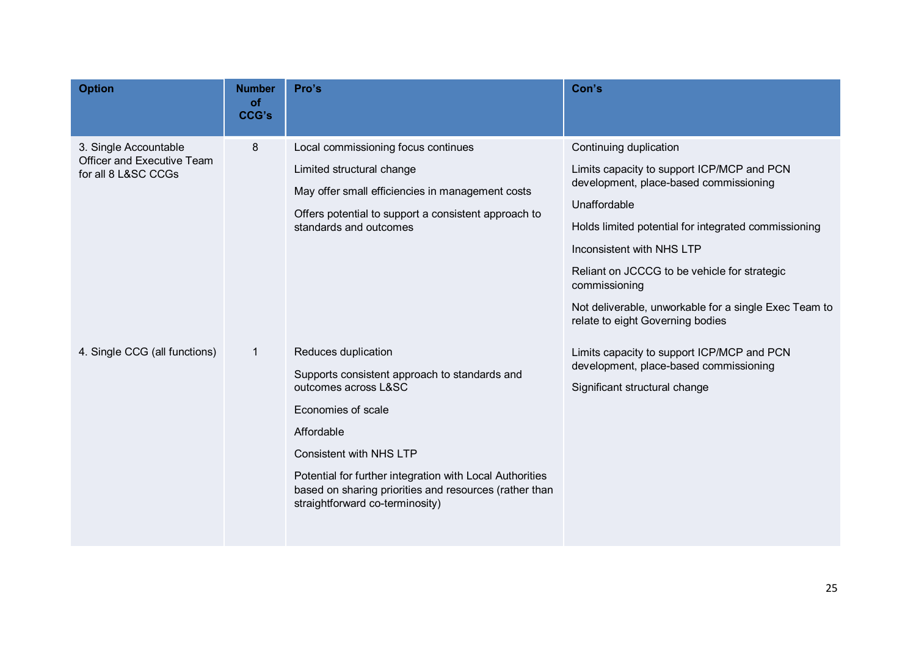| Option | Number of CCG's | Pro's | Con's |
|---|---|---|---|
| 3. Single Accountable Officer and Executive Team for all 8 L&SC CCGs | 8 | Local commissioning focus continues<br><br>Limited structural change<br><br>May offer small efficiencies in management costs<br><br>Offers potential to support a consistent approach to standards and outcomes | Continuing duplication<br><br>Limits capacity to support ICP/MCP and PCN development, place-based commissioning<br><br>Unaffordable<br><br>Holds limited potential for integrated commissioning<br><br>Inconsistent with NHS LTP<br><br>Reliant on JCCCG to be vehicle for strategic commissioning<br><br>Not deliverable, unworkable for a single Exec Team to relate to eight Governing bodies |
| 4. Single CCG (all functions) | 1 | Reduces duplication<br><br>Supports consistent approach to standards and outcomes across L&SC<br><br>Economies of scale<br><br>Affordable<br><br>Consistent with NHS LTP<br><br>Potential for further integration with Local Authorities based on sharing priorities and resources (rather than straightforward co-terminosity) | Limits capacity to support ICP/MCP and PCN development, place-based commissioning<br><br>Significant structural change |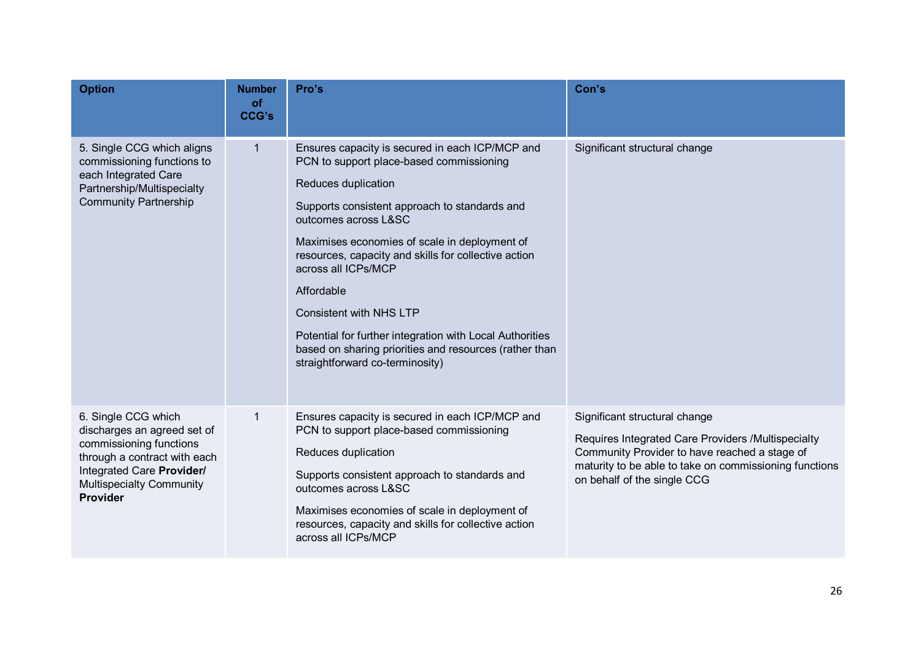| Option | Number of CCG's | Pro's | Con's |
|---|---|---|---|
| 5. Single CCG which aligns commissioning functions to each Integrated Care Partnership/Multispecialty Community Partnership | 1 | Ensures capacity is secured in each ICP/MCP and PCN to support place-based commissioning<br><br>Reduces duplication<br><br>Supports consistent approach to standards and outcomes across L&SC<br><br>Maximises economies of scale in deployment of resources, capacity and skills for collective action across all ICPs/MCP<br><br>Affordable<br><br>Consistent with NHS LTP<br><br>Potential for further integration with Local Authorities based on sharing priorities and resources (rather than straightforward co-terminosity) | Significant structural change |
| 6. Single CCG which discharges an agreed set of commissioning functions through a contract with each Integrated Care **Provider/** Multispecialty Community **Provider** | 1 | Ensures capacity is secured in each ICP/MCP and PCN to support place-based commissioning<br><br>Reduces duplication<br><br>Supports consistent approach to standards and outcomes across L&SC<br><br>Maximises economies of scale in deployment of resources, capacity and skills for collective action across all ICPs/MCP | Significant structural change<br><br>Requires Integrated Care Providers /Multispecialty Community Provider to have reached a stage of maturity to be able to take on commissioning functions on behalf of the single CCG |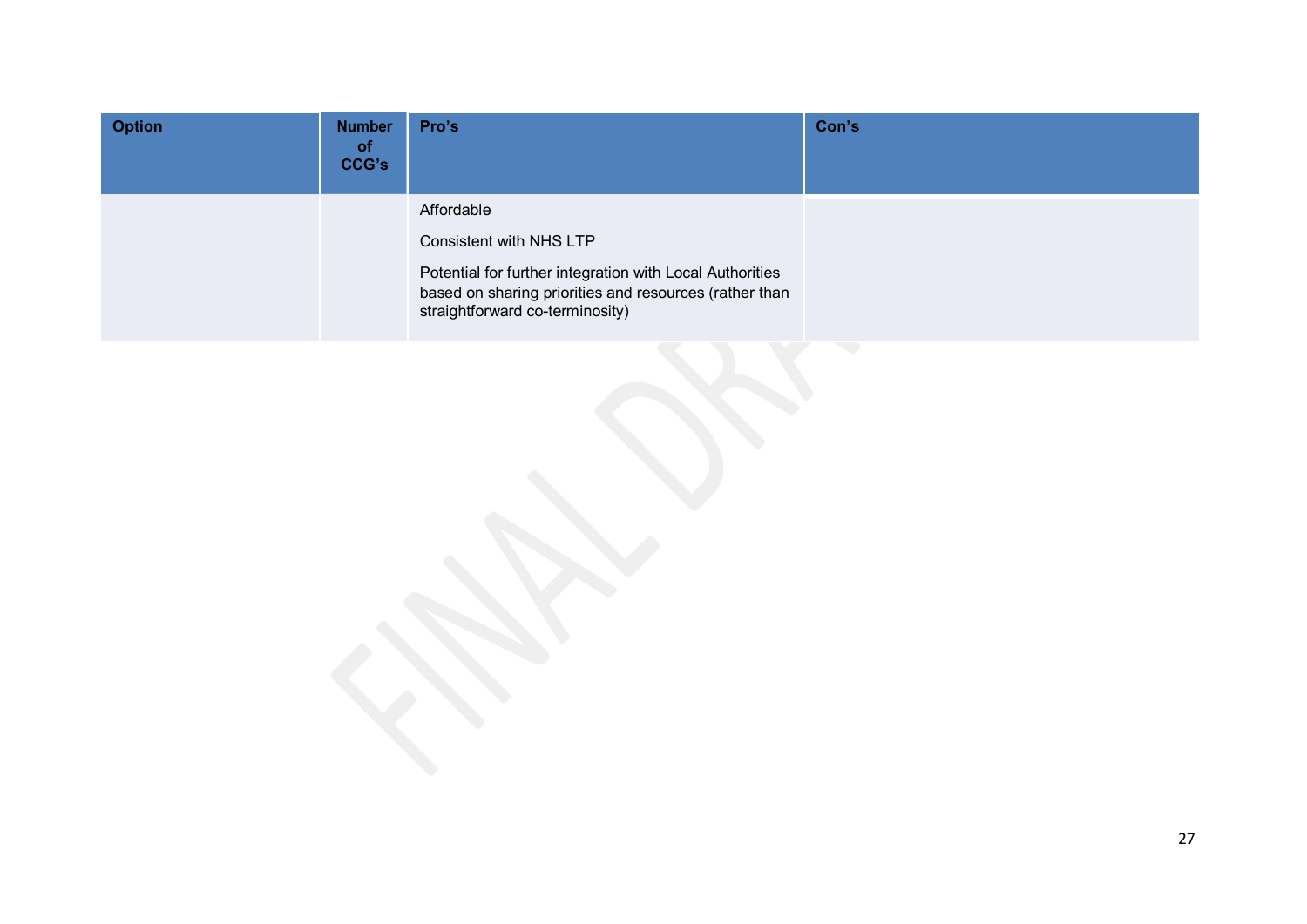| Option | Number of CCG's | Pro's | Con's |
|---|---|---|---|
| | | Affordable<br><br>Consistent with NHS LTP<br><br>Potential for further integration with Local Authorities based on sharing priorities and resources (rather than straightforward co-terminosity) | |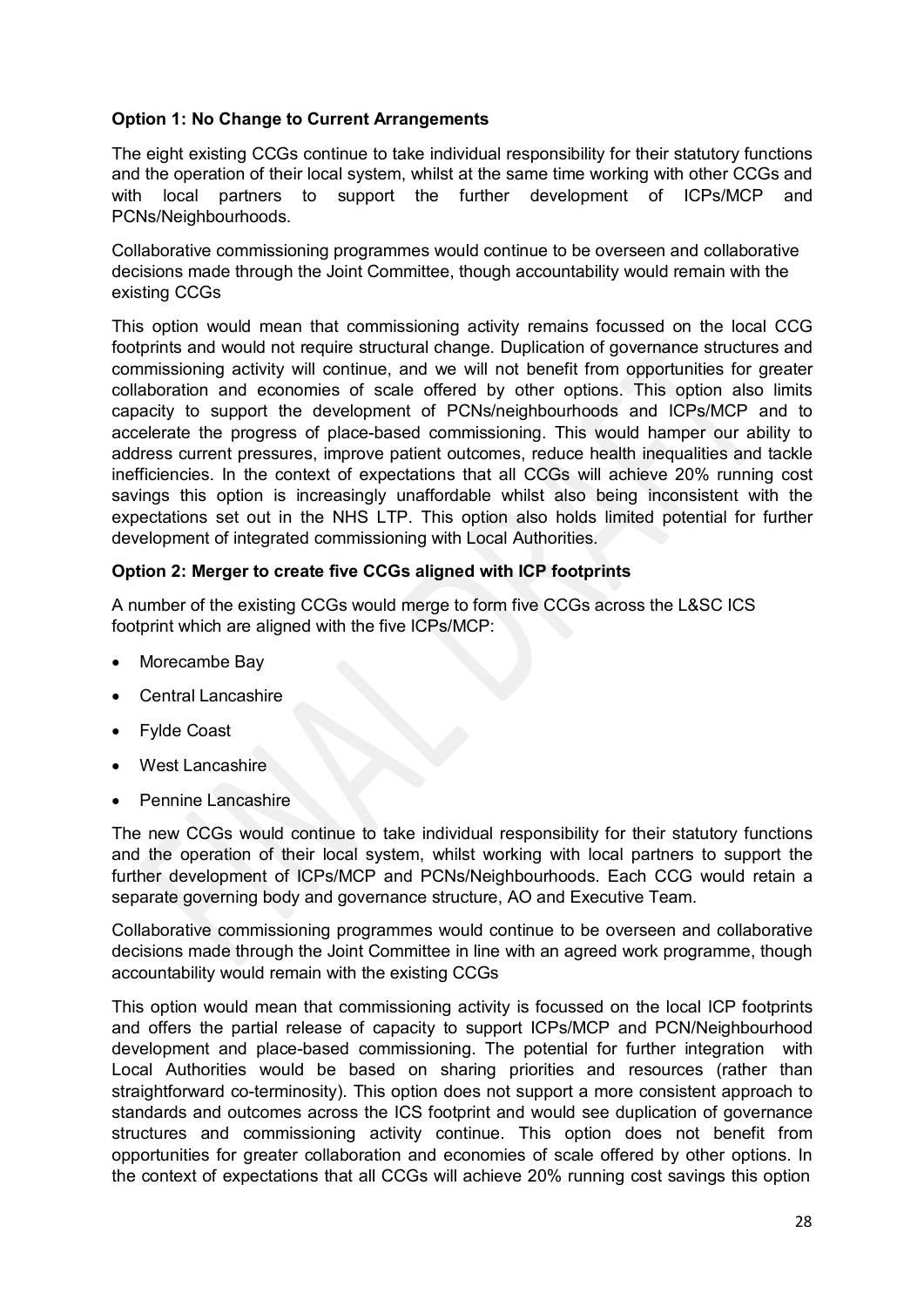**Option 1: No Change to Current Arrangements**

The eight existing CCGs continue to take individual responsibility for their statutory functions and the operation of their local system, whilst at the same time working with other CCGs and with local partners to support the further development of ICPs/MCP and PCNs/Neighbourhoods.

Collaborative commissioning programmes would continue to be overseen and collaborative decisions made through the Joint Committee, though accountability would remain with the existing CCGs

This option would mean that commissioning activity remains focussed on the local CCG footprints and would not require structural change. Duplication of governance structures and commissioning activity will continue, and we will not benefit from opportunities for greater collaboration and economies of scale offered by other options. This option also limits capacity to support the development of PCNs/neighbourhoods and ICPs/MCP and to accelerate the progress of place-based commissioning. This would hamper our ability to address current pressures, improve patient outcomes, reduce health inequalities and tackle inefficiencies. In the context of expectations that all CCGs will achieve 20% running cost savings this option is increasingly unaffordable whilst also being inconsistent with the expectations set out in the NHS LTP. This option also holds limited potential for further development of integrated commissioning with Local Authorities.

**Option 2: Merger to create five CCGs aligned with ICP footprints**

A number of the existing CCGs would merge to form five CCGs across the L&SC ICS footprint which are aligned with the five ICPs/MCP:

- Morecambe Bay
- Central Lancashire
- Fylde Coast
- West Lancashire
- Pennine Lancashire

The new CCGs would continue to take individual responsibility for their statutory functions and the operation of their local system, whilst working with local partners to support the further development of ICPs/MCP and PCNs/Neighbourhoods. Each CCG would retain a separate governing body and governance structure, AO and Executive Team.

Collaborative commissioning programmes would continue to be overseen and collaborative decisions made through the Joint Committee in line with an agreed work programme, though accountability would remain with the existing CCGs

This option would mean that commissioning activity is focussed on the local ICP footprints and offers the partial release of capacity to support ICPs/MCP and PCN/Neighbourhood development and place-based commissioning. The potential for further integration with Local Authorities would be based on sharing priorities and resources (rather than straightforward co-terminosity). This option does not support a more consistent approach to standards and outcomes across the ICS footprint and would see duplication of governance structures and commissioning activity continue. This option does not benefit from opportunities for greater collaboration and economies of scale offered by other options. In the context of expectations that all CCGs will achieve 20% running cost savings this option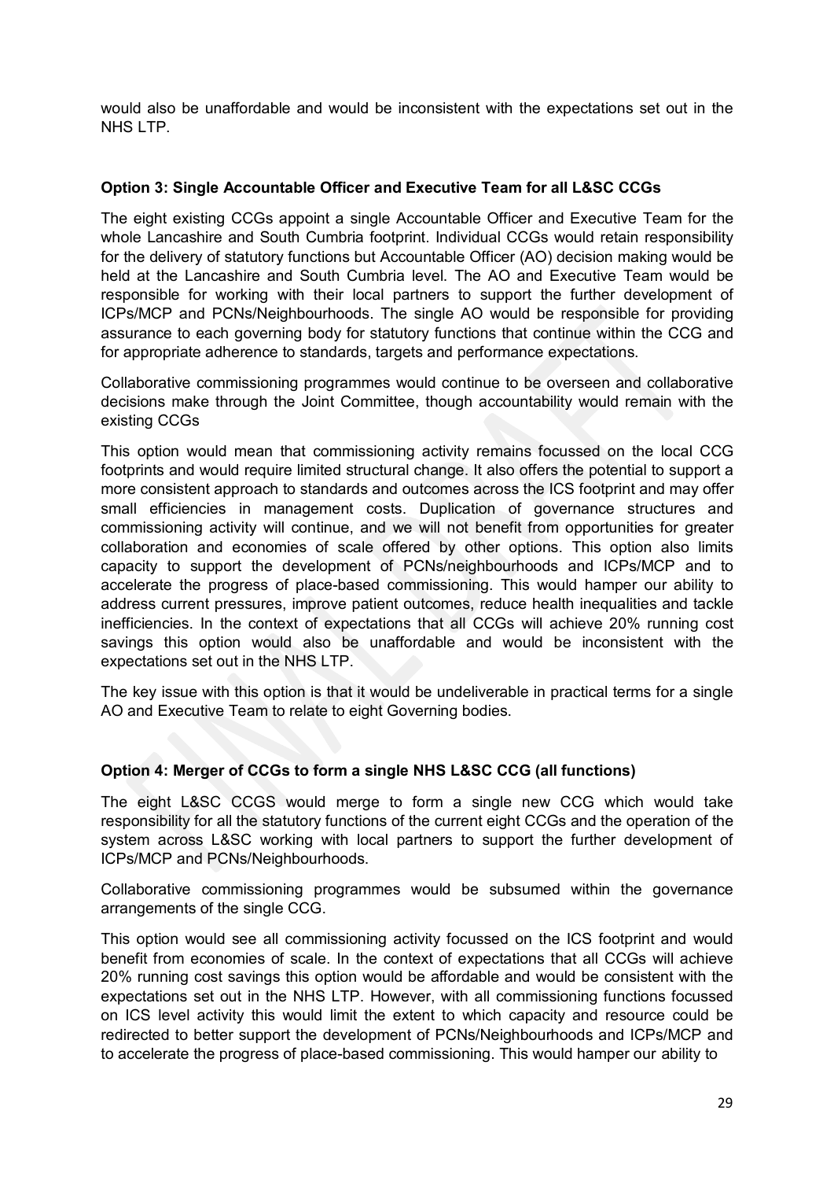would also be unaffordable and would be inconsistent with the expectations set out in the NHS LTP.

**Option 3: Single Accountable Officer and Executive Team for all L&SC CCGs**

The eight existing CCGs appoint a single Accountable Officer and Executive Team for the whole Lancashire and South Cumbria footprint. Individual CCGs would retain responsibility for the delivery of statutory functions but Accountable Officer (AO) decision making would be held at the Lancashire and South Cumbria level. The AO and Executive Team would be responsible for working with their local partners to support the further development of ICPs/MCP and PCNs/Neighbourhoods. The single AO would be responsible for providing assurance to each governing body for statutory functions that continue within the CCG and for appropriate adherence to standards, targets and performance expectations.

Collaborative commissioning programmes would continue to be overseen and collaborative decisions make through the Joint Committee, though accountability would remain with the existing CCGs

This option would mean that commissioning activity remains focussed on the local CCG footprints and would require limited structural change. It also offers the potential to support a more consistent approach to standards and outcomes across the ICS footprint and may offer small efficiencies in management costs. Duplication of governance structures and commissioning activity will continue, and we will not benefit from opportunities for greater collaboration and economies of scale offered by other options. This option also limits capacity to support the development of PCNs/neighbourhoods and ICPs/MCP and to accelerate the progress of place-based commissioning. This would hamper our ability to address current pressures, improve patient outcomes, reduce health inequalities and tackle inefficiencies. In the context of expectations that all CCGs will achieve 20% running cost savings this option would also be unaffordable and would be inconsistent with the expectations set out in the NHS LTP.

The key issue with this option is that it would be undeliverable in practical terms for a single AO and Executive Team to relate to eight Governing bodies.

**Option 4: Merger of CCGs to form a single NHS L&SC CCG (all functions)**

The eight L&SC CCGS would merge to form a single new CCG which would take responsibility for all the statutory functions of the current eight CCGs and the operation of the system across L&SC working with local partners to support the further development of ICPs/MCP and PCNs/Neighbourhoods.

Collaborative commissioning programmes would be subsumed within the governance arrangements of the single CCG.

This option would see all commissioning activity focussed on the ICS footprint and would benefit from economies of scale. In the context of expectations that all CCGs will achieve 20% running cost savings this option would be affordable and would be consistent with the expectations set out in the NHS LTP. However, with all commissioning functions focussed on ICS level activity this would limit the extent to which capacity and resource could be redirected to better support the development of PCNs/Neighbourhoods and ICPs/MCP and to accelerate the progress of place-based commissioning. This would hamper our ability to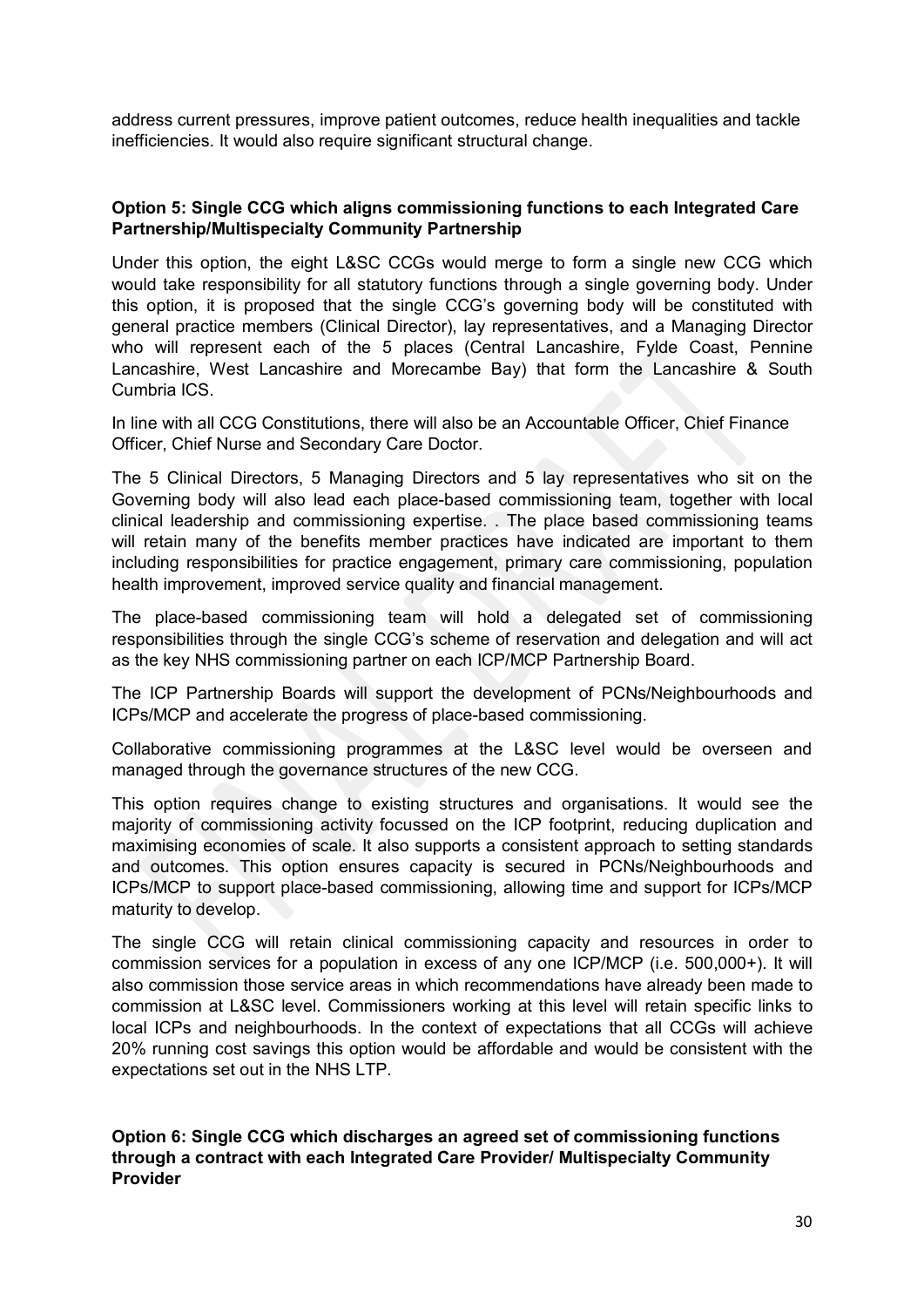address current pressures, improve patient outcomes, reduce health inequalities and tackle inefficiencies. It would also require significant structural change.

**Option 5: Single CCG which aligns commissioning functions to each Integrated Care Partnership/Multispecialty Community Partnership**

Under this option, the eight L&SC CCGs would merge to form a single new CCG which would take responsibility for all statutory functions through a single governing body. Under this option, it is proposed that the single CCG's governing body will be constituted with general practice members (Clinical Director), lay representatives, and a Managing Director who will represent each of the 5 places (Central Lancashire, Fylde Coast, Pennine Lancashire, West Lancashire and Morecambe Bay) that form the Lancashire & South Cumbria ICS.

In line with all CCG Constitutions, there will also be an Accountable Officer, Chief Finance Officer, Chief Nurse and Secondary Care Doctor.

The 5 Clinical Directors, 5 Managing Directors and 5 lay representatives who sit on the Governing body will also lead each place-based commissioning team, together with local clinical leadership and commissioning expertise. . The place based commissioning teams will retain many of the benefits member practices have indicated are important to them including responsibilities for practice engagement, primary care commissioning, population health improvement, improved service quality and financial management.

The place-based commissioning team will hold a delegated set of commissioning responsibilities through the single CCG's scheme of reservation and delegation and will act as the key NHS commissioning partner on each ICP/MCP Partnership Board.

The ICP Partnership Boards will support the development of PCNs/Neighbourhoods and ICPs/MCP and accelerate the progress of place-based commissioning.

Collaborative commissioning programmes at the L&SC level would be overseen and managed through the governance structures of the new CCG.

This option requires change to existing structures and organisations. It would see the majority of commissioning activity focussed on the ICP footprint, reducing duplication and maximising economies of scale. It also supports a consistent approach to setting standards and outcomes. This option ensures capacity is secured in PCNs/Neighbourhoods and ICPs/MCP to support place-based commissioning, allowing time and support for ICPs/MCP maturity to develop.

The single CCG will retain clinical commissioning capacity and resources in order to commission services for a population in excess of any one ICP/MCP (i.e. 500,000+). It will also commission those service areas in which recommendations have already been made to commission at L&SC level. Commissioners working at this level will retain specific links to local ICPs and neighbourhoods. In the context of expectations that all CCGs will achieve 20% running cost savings this option would be affordable and would be consistent with the expectations set out in the NHS LTP.

**Option 6: Single CCG which discharges an agreed set of commissioning functions through a contract with each Integrated Care Provider/ Multispecialty Community Provider**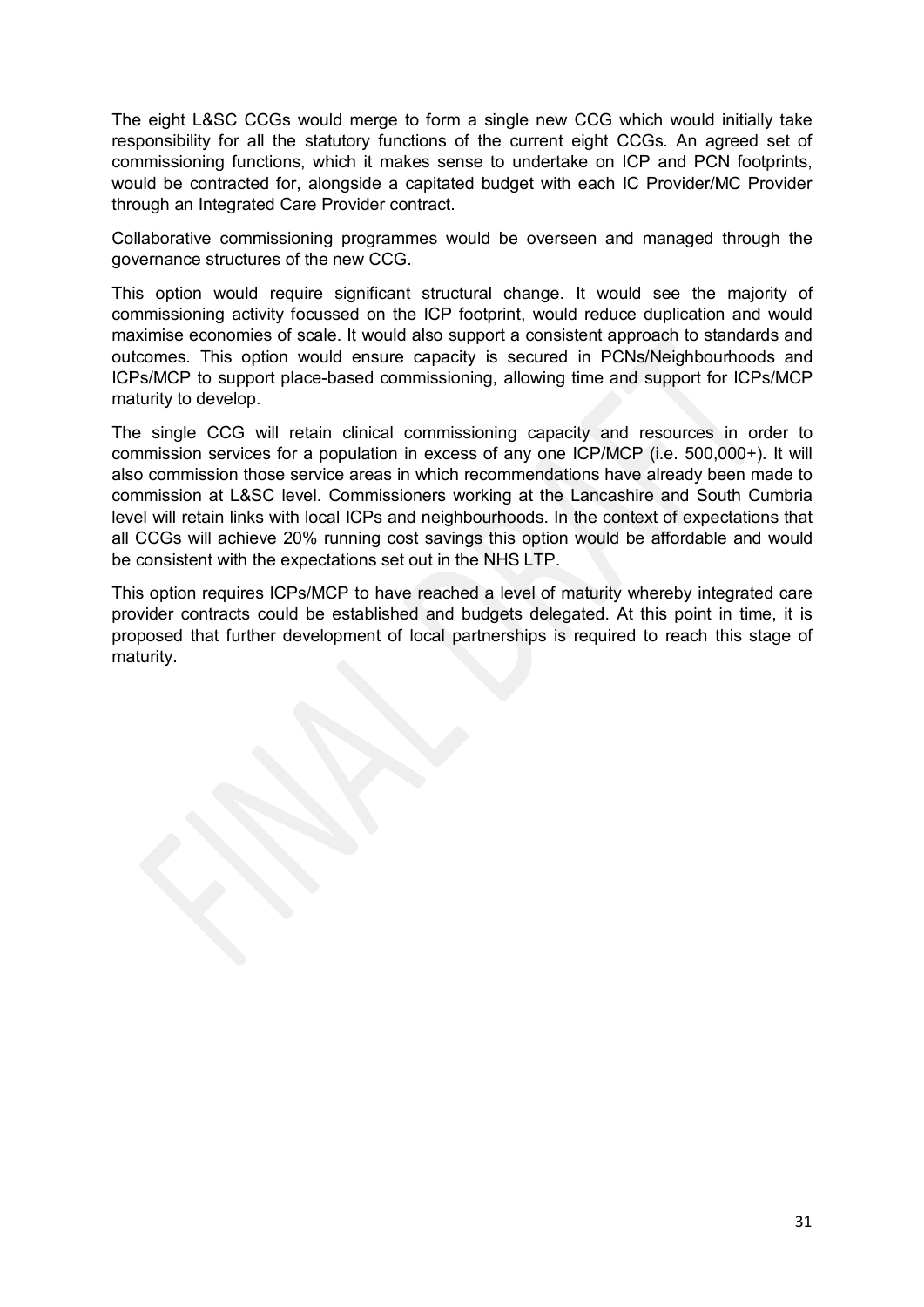The eight L&SC CCGs would merge to form a single new CCG which would initially take responsibility for all the statutory functions of the current eight CCGs. An agreed set of commissioning functions, which it makes sense to undertake on ICP and PCN footprints, would be contracted for, alongside a capitated budget with each IC Provider/MC Provider through an Integrated Care Provider contract.

Collaborative commissioning programmes would be overseen and managed through the governance structures of the new CCG.

This option would require significant structural change. It would see the majority of commissioning activity focussed on the ICP footprint, would reduce duplication and would maximise economies of scale. It would also support a consistent approach to standards and outcomes. This option would ensure capacity is secured in PCNs/Neighbourhoods and ICPs/MCP to support place-based commissioning, allowing time and support for ICPs/MCP maturity to develop.

The single CCG will retain clinical commissioning capacity and resources in order to commission services for a population in excess of any one ICP/MCP (i.e. 500,000+). It will also commission those service areas in which recommendations have already been made to commission at L&SC level. Commissioners working at the Lancashire and South Cumbria level will retain links with local ICPs and neighbourhoods. In the context of expectations that all CCGs will achieve 20% running cost savings this option would be affordable and would be consistent with the expectations set out in the NHS LTP.

This option requires ICPs/MCP to have reached a level of maturity whereby integrated care provider contracts could be established and budgets delegated. At this point in time, it is proposed that further development of local partnerships is required to reach this stage of maturity.